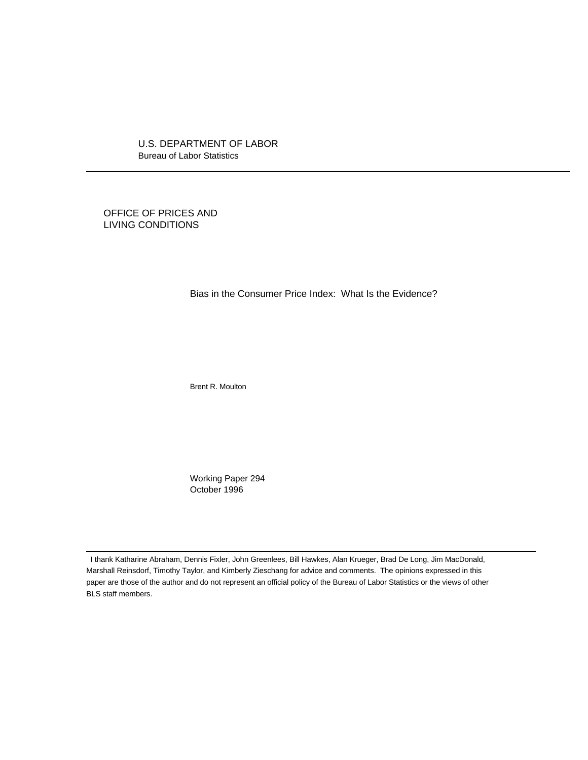U.S. DEPARTMENT OF LABOR
Bureau of Labor Statistics

---

OFFICE OF PRICES AND
LIVING CONDITIONS

# Bias in the Consumer Price Index: What Is the Evidence?

Brent R. Moulton

Working Paper 294
October 1996

---

I thank Katharine Abraham, Dennis Fixler, John Greenlees, Bill Hawkes, Alan Krueger, Brad De Long, Jim MacDonald, Marshall Reinsdorf, Timothy Taylor, and Kimberly Zieschang for advice and comments. The opinions expressed in this paper are those of the author and do not represent an official policy of the Bureau of Labor Statistics or the views of other BLS staff members.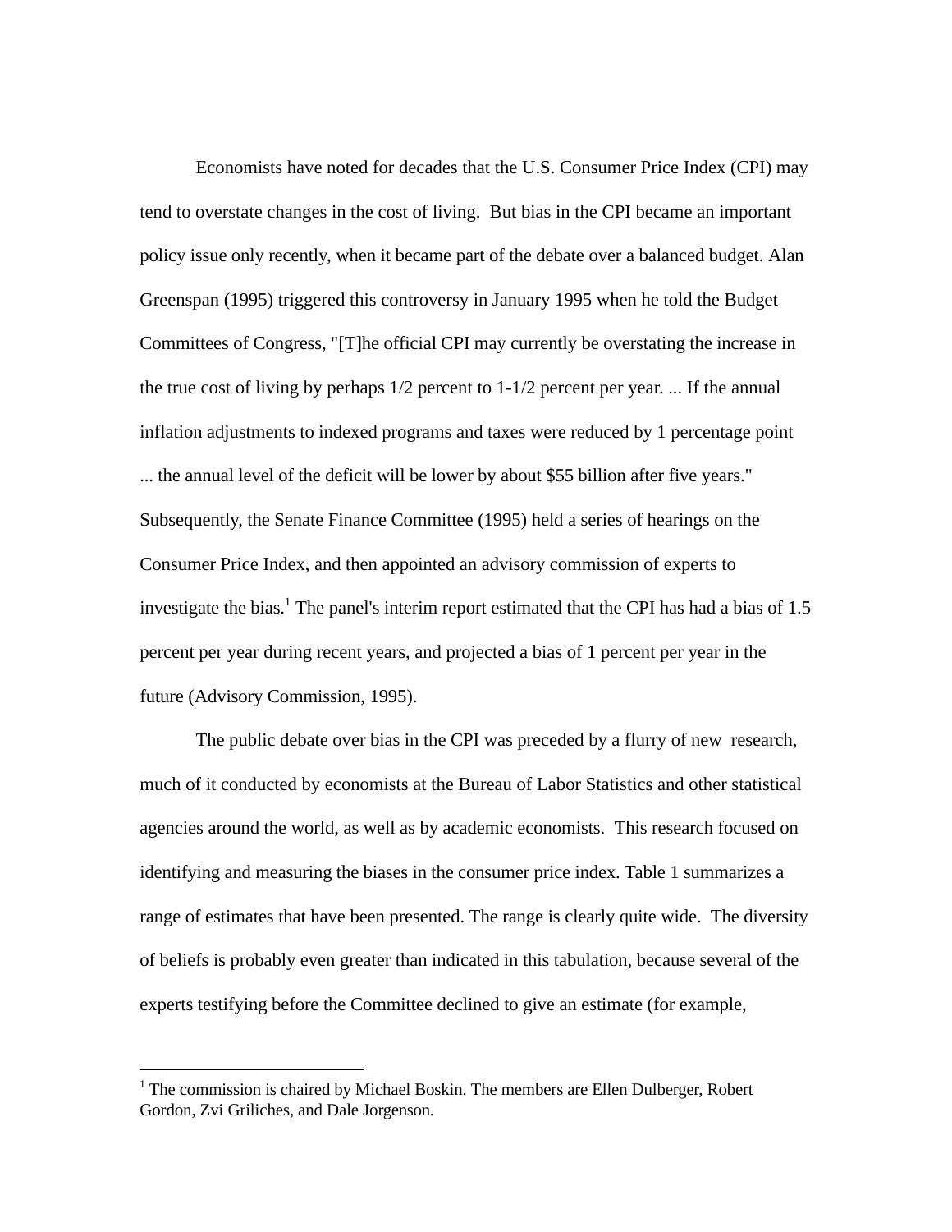Economists have noted for decades that the U.S. Consumer Price Index (CPI) may tend to overstate changes in the cost of living. But bias in the CPI became an important policy issue only recently, when it became part of the debate over a balanced budget. Alan Greenspan (1995) triggered this controversy in January 1995 when he told the Budget Committees of Congress, "[T]he official CPI may currently be overstating the increase in the true cost of living by perhaps 1/2 percent to 1-1/2 percent per year. ... If the annual inflation adjustments to indexed programs and taxes were reduced by 1 percentage point ... the annual level of the deficit will be lower by about $55 billion after five years." Subsequently, the Senate Finance Committee (1995) held a series of hearings on the Consumer Price Index, and then appointed an advisory commission of experts to investigate the bias.[1] The panel's interim report estimated that the CPI has had a bias of 1.5 percent per year during recent years, and projected a bias of 1 percent per year in the future (Advisory Commission, 1995).

The public debate over bias in the CPI was preceded by a flurry of new research, much of it conducted by economists at the Bureau of Labor Statistics and other statistical agencies around the world, as well as by academic economists. This research focused on identifying and measuring the biases in the consumer price index. Table 1 summarizes a range of estimates that have been presented. The range is clearly quite wide. The diversity of beliefs is probably even greater than indicated in this tabulation, because several of the experts testifying before the Committee declined to give an estimate (for example,

---

[1] The commission is chaired by Michael Boskin. The members are Ellen Dulberger, Robert Gordon, Zvi Griliches, and Dale Jorgenson.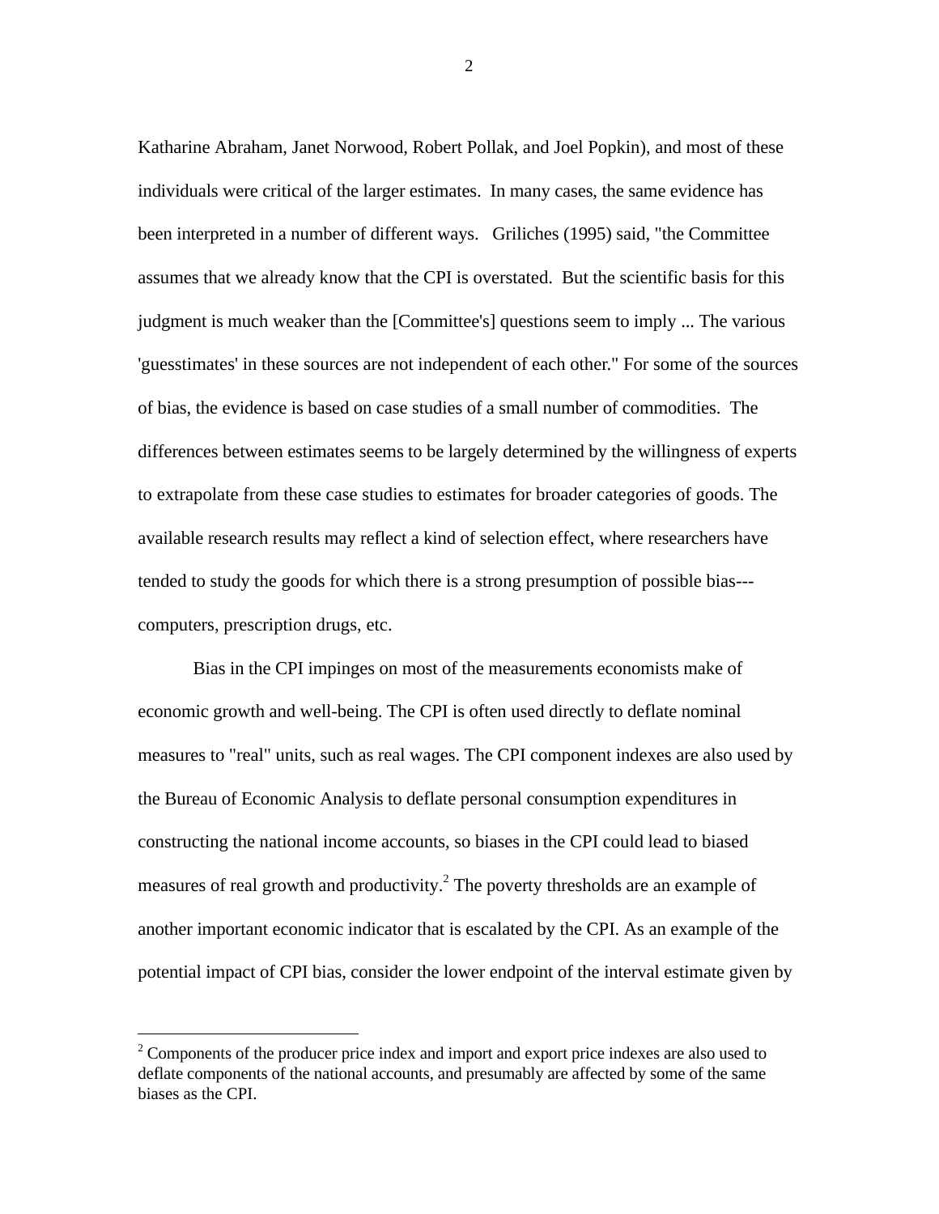Katharine Abraham, Janet Norwood, Robert Pollak, and Joel Popkin), and most of these individuals were critical of the larger estimates. In many cases, the same evidence has been interpreted in a number of different ways. Griliches (1995) said, "the Committee assumes that we already know that the CPI is overstated. But the scientific basis for this judgment is much weaker than the [Committee's] questions seem to imply ... The various 'guesstimates' in these sources are not independent of each other." For some of the sources of bias, the evidence is based on case studies of a small number of commodities. The differences between estimates seems to be largely determined by the willingness of experts to extrapolate from these case studies to estimates for broader categories of goods. The available research results may reflect a kind of selection effect, where researchers have tended to study the goods for which there is a strong presumption of possible bias---computers, prescription drugs, etc.

Bias in the CPI impinges on most of the measurements economists make of economic growth and well-being. The CPI is often used directly to deflate nominal measures to "real" units, such as real wages. The CPI component indexes are also used by the Bureau of Economic Analysis to deflate personal consumption expenditures in constructing the national income accounts, so biases in the CPI could lead to biased measures of real growth and productivity.[2] The poverty thresholds are an example of another important economic indicator that is escalated by the CPI. As an example of the potential impact of CPI bias, consider the lower endpoint of the interval estimate given by

---

[2] Components of the producer price index and import and export price indexes are also used to deflate components of the national accounts, and presumably are affected by some of the same biases as the CPI.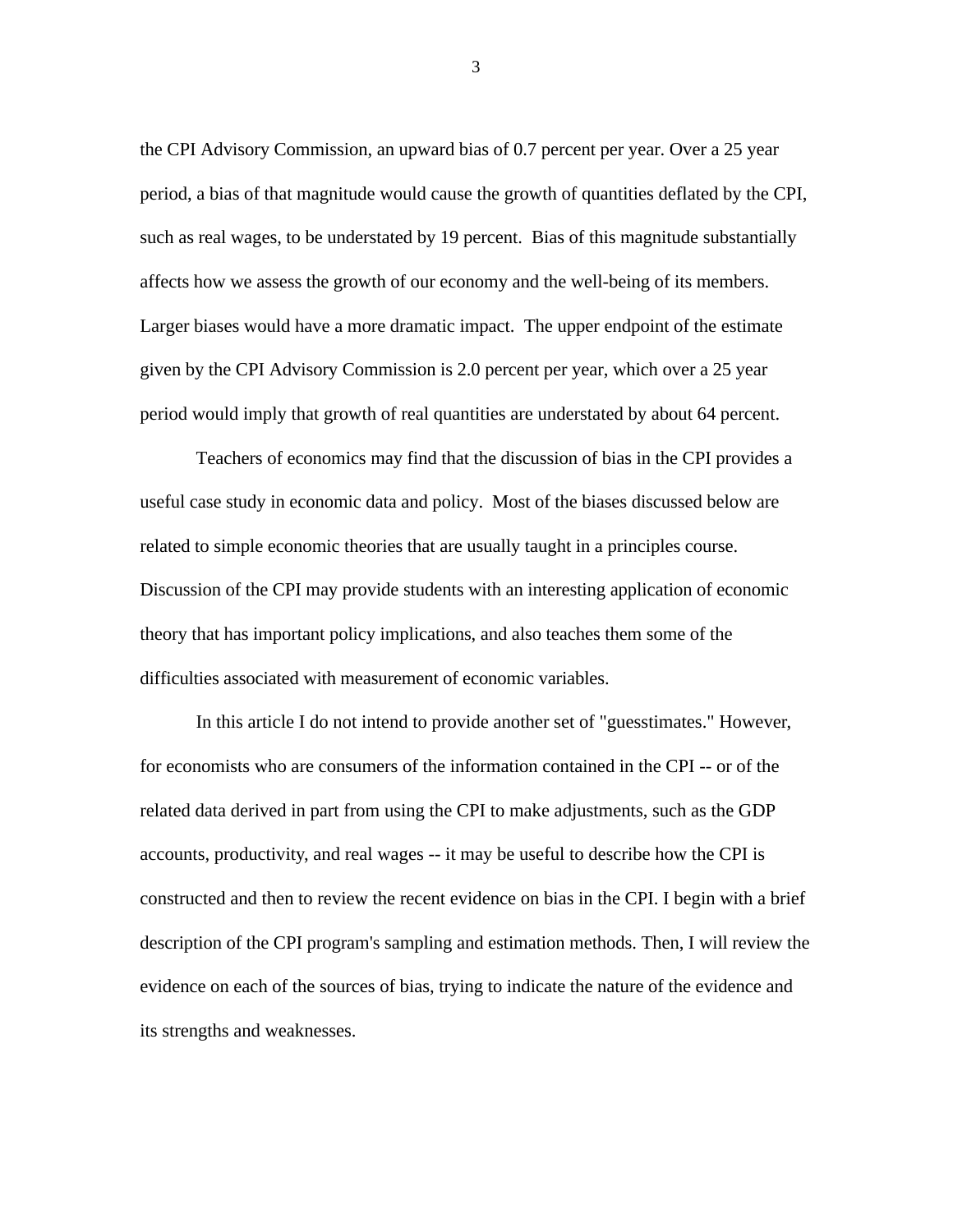the CPI Advisory Commission, an upward bias of 0.7 percent per year. Over a 25 year period, a bias of that magnitude would cause the growth of quantities deflated by the CPI, such as real wages, to be understated by 19 percent. Bias of this magnitude substantially affects how we assess the growth of our economy and the well-being of its members. Larger biases would have a more dramatic impact. The upper endpoint of the estimate given by the CPI Advisory Commission is 2.0 percent per year, which over a 25 year period would imply that growth of real quantities are understated by about 64 percent.

Teachers of economics may find that the discussion of bias in the CPI provides a useful case study in economic data and policy. Most of the biases discussed below are related to simple economic theories that are usually taught in a principles course. Discussion of the CPI may provide students with an interesting application of economic theory that has important policy implications, and also teaches them some of the difficulties associated with measurement of economic variables.

In this article I do not intend to provide another set of "guesstimates." However, for economists who are consumers of the information contained in the CPI -- or of the related data derived in part from using the CPI to make adjustments, such as the GDP accounts, productivity, and real wages -- it may be useful to describe how the CPI is constructed and then to review the recent evidence on bias in the CPI. I begin with a brief description of the CPI program's sampling and estimation methods. Then, I will review the evidence on each of the sources of bias, trying to indicate the nature of the evidence and its strengths and weaknesses.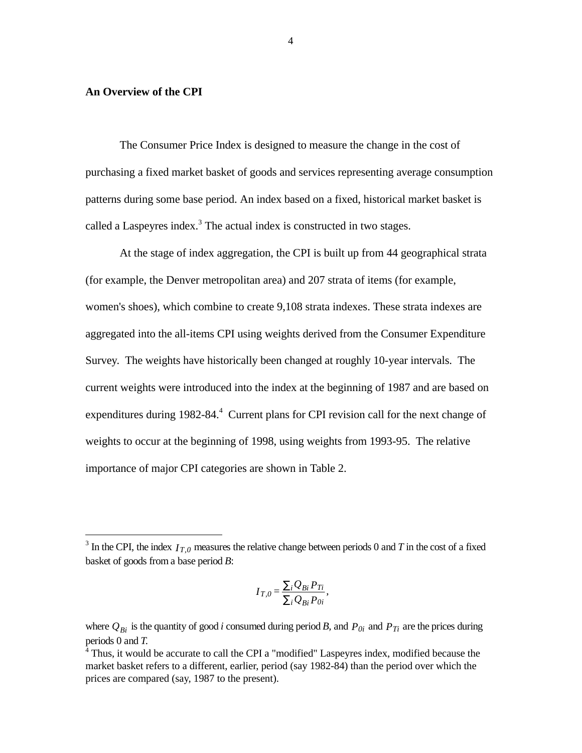## An Overview of the CPI

The Consumer Price Index is designed to measure the change in the cost of purchasing a fixed market basket of goods and services representing average consumption patterns during some base period. An index based on a fixed, historical market basket is called a Laspeyres index.[3] The actual index is constructed in two stages.

At the stage of index aggregation, the CPI is built up from 44 geographical strata (for example, the Denver metropolitan area) and 207 strata of items (for example, women's shoes), which combine to create 9,108 strata indexes. These strata indexes are aggregated into the all-items CPI using weights derived from the Consumer Expenditure Survey. The weights have historically been changed at roughly 10-year intervals. The current weights were introduced into the index at the beginning of 1987 and are based on expenditures during 1982-84.[4] Current plans for CPI revision call for the next change of weights to occur at the beginning of 1998, using weights from 1993-95. The relative importance of major CPI categories are shown in Table 2.

---

[3] In the CPI, the index $I_{T,0}$ measures the relative change between periods 0 and *T* in the cost of a fixed basket of goods from a base period *B*:

$$I_{T,0} = \frac{\sum_i Q_{Bi} P_{Ti}}{\sum_i Q_{Bi} P_{0i}},$$

where $Q_{Bi}$ is the quantity of good *i* consumed during period *B*, and $P_{0i}$ and $P_{Ti}$ are the prices during periods 0 and *T*.

[4] Thus, it would be accurate to call the CPI a "modified" Laspeyres index, modified because the market basket refers to a different, earlier, period (say 1982-84) than the period over which the prices are compared (say, 1987 to the present).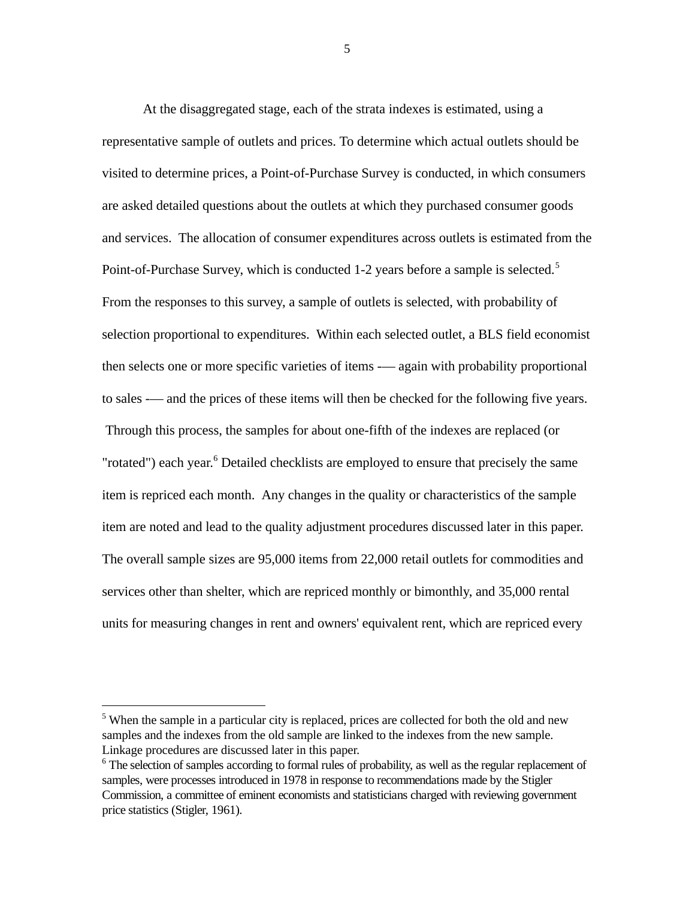At the disaggregated stage, each of the strata indexes is estimated, using a representative sample of outlets and prices. To determine which actual outlets should be visited to determine prices, a Point-of-Purchase Survey is conducted, in which consumers are asked detailed questions about the outlets at which they purchased consumer goods and services. The allocation of consumer expenditures across outlets is estimated from the Point-of-Purchase Survey, which is conducted 1-2 years before a sample is selected.[5] From the responses to this survey, a sample of outlets is selected, with probability of selection proportional to expenditures. Within each selected outlet, a BLS field economist then selects one or more specific varieties of items -— again with probability proportional to sales -— and the prices of these items will then be checked for the following five years. Through this process, the samples for about one-fifth of the indexes are replaced (or "rotated") each year.[6] Detailed checklists are employed to ensure that precisely the same item is repriced each month. Any changes in the quality or characteristics of the sample item are noted and lead to the quality adjustment procedures discussed later in this paper. The overall sample sizes are 95,000 items from 22,000 retail outlets for commodities and services other than shelter, which are repriced monthly or bimonthly, and 35,000 rental units for measuring changes in rent and owners' equivalent rent, which are repriced every

---

[5] When the sample in a particular city is replaced, prices are collected for both the old and new samples and the indexes from the old sample are linked to the indexes from the new sample. Linkage procedures are discussed later in this paper.

[6] The selection of samples according to formal rules of probability, as well as the regular replacement of samples, were processes introduced in 1978 in response to recommendations made by the Stigler Commission, a committee of eminent economists and statisticians charged with reviewing government price statistics (Stigler, 1961).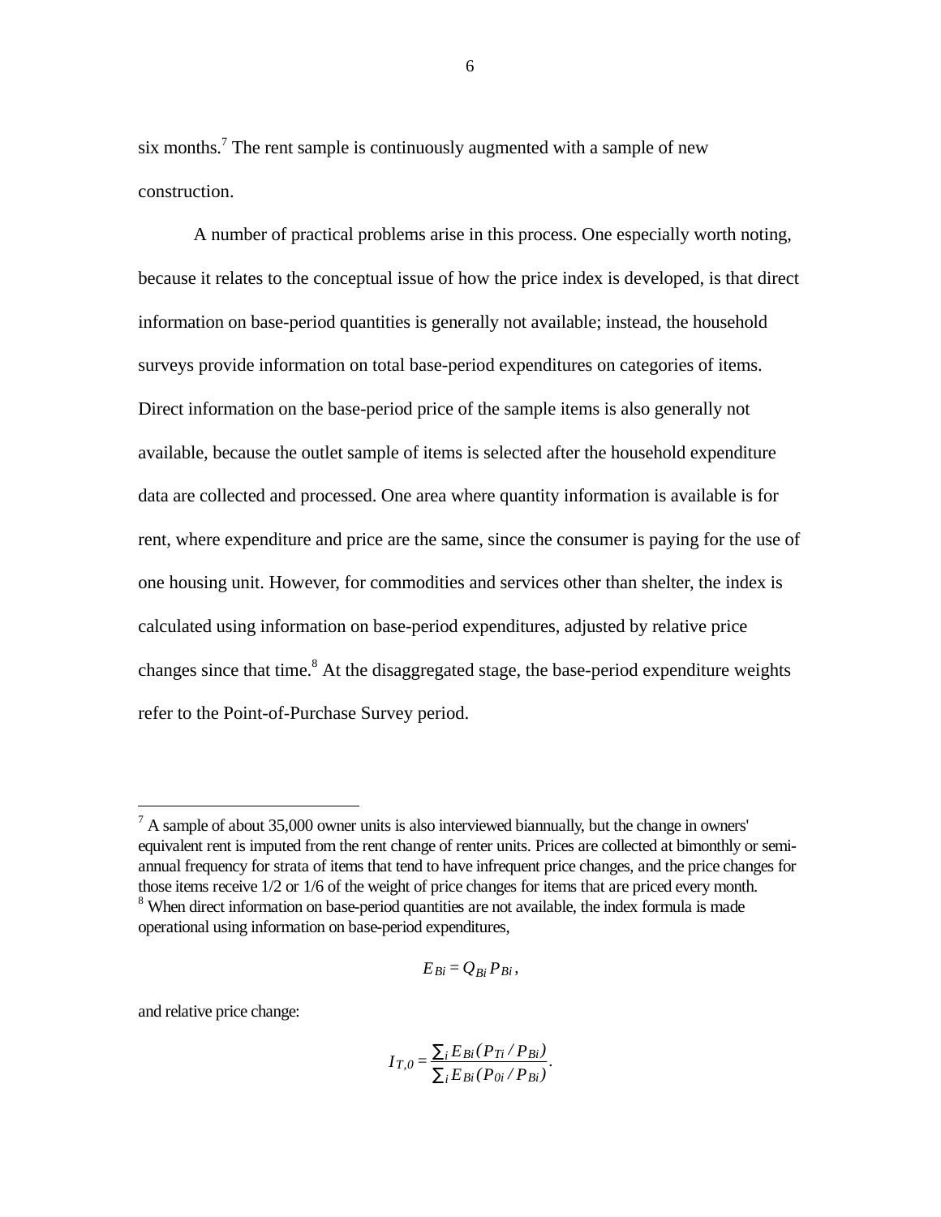six months.[7] The rent sample is continuously augmented with a sample of new construction.

A number of practical problems arise in this process. One especially worth noting, because it relates to the conceptual issue of how the price index is developed, is that direct information on base-period quantities is generally not available; instead, the household surveys provide information on total base-period expenditures on categories of items. Direct information on the base-period price of the sample items is also generally not available, because the outlet sample of items is selected after the household expenditure data are collected and processed. One area where quantity information is available is for rent, where expenditure and price are the same, since the consumer is paying for the use of one housing unit. However, for commodities and services other than shelter, the index is calculated using information on base-period expenditures, adjusted by relative price changes since that time.[8] At the disaggregated stage, the base-period expenditure weights refer to the Point-of-Purchase Survey period.

---

[7] A sample of about 35,000 owner units is also interviewed biannually, but the change in owners' equivalent rent is imputed from the rent change of renter units. Prices are collected at bimonthly or semi-annual frequency for strata of items that tend to have infrequent price changes, and the price changes for those items receive 1/2 or 1/6 of the weight of price changes for items that are priced every month.

[8] When direct information on base-period quantities are not available, the index formula is made operational using information on base-period expenditures,

$$E_{Bi} = Q_{Bi} P_{Bi},$$

and relative price change:

$$I_{T,0} = \frac{\sum_i E_{Bi}(P_{Ti}/P_{Bi})}{\sum_i E_{Bi}(P_{0i}/P_{Bi})}.$$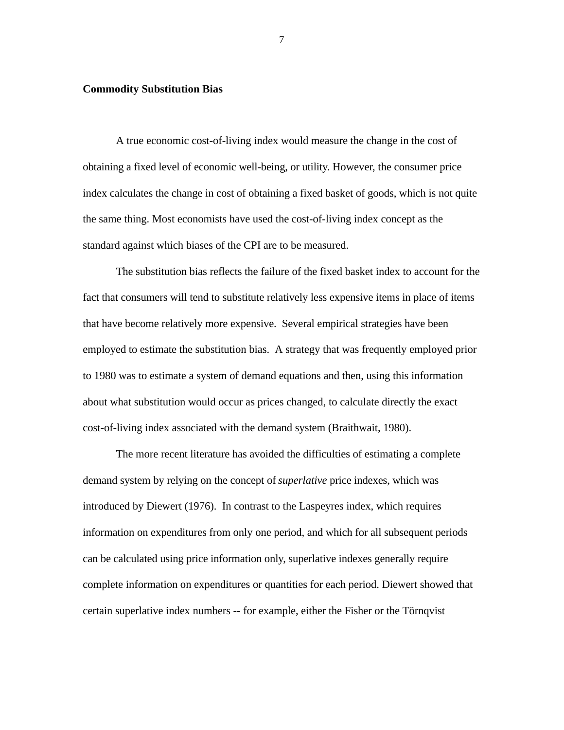**Commodity Substitution Bias**

A true economic cost-of-living index would measure the change in the cost of obtaining a fixed level of economic well-being, or utility. However, the consumer price index calculates the change in cost of obtaining a fixed basket of goods, which is not quite the same thing. Most economists have used the cost-of-living index concept as the standard against which biases of the CPI are to be measured.

The substitution bias reflects the failure of the fixed basket index to account for the fact that consumers will tend to substitute relatively less expensive items in place of items that have become relatively more expensive. Several empirical strategies have been employed to estimate the substitution bias. A strategy that was frequently employed prior to 1980 was to estimate a system of demand equations and then, using this information about what substitution would occur as prices changed, to calculate directly the exact cost-of-living index associated with the demand system (Braithwait, 1980).

The more recent literature has avoided the difficulties of estimating a complete demand system by relying on the concept of *superlative* price indexes, which was introduced by Diewert (1976). In contrast to the Laspeyres index, which requires information on expenditures from only one period, and which for all subsequent periods can be calculated using price information only, superlative indexes generally require complete information on expenditures or quantities for each period. Diewert showed that certain superlative index numbers -- for example, either the Fisher or the Törnqvist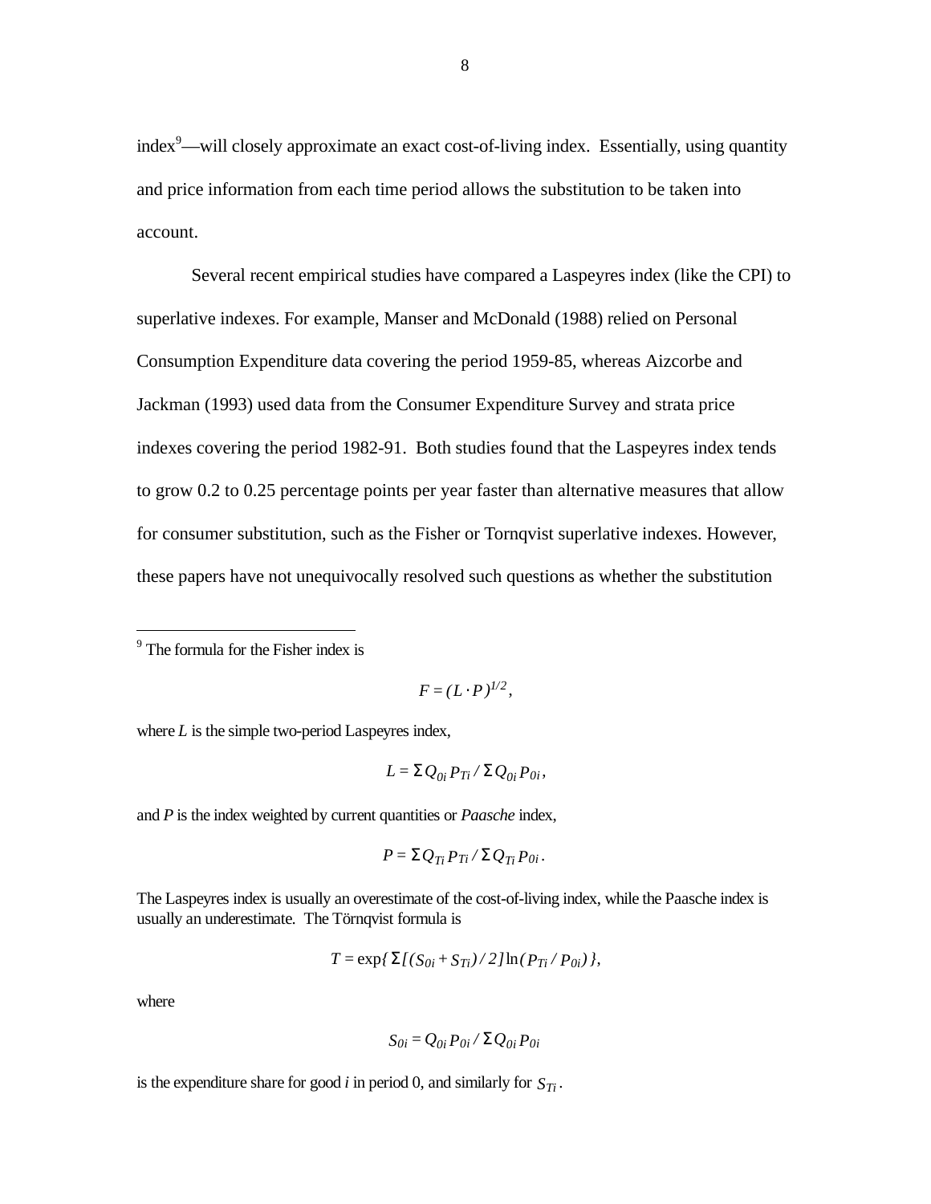index[9]—will closely approximate an exact cost-of-living index. Essentially, using quantity and price information from each time period allows the substitution to be taken into account.

Several recent empirical studies have compared a Laspeyres index (like the CPI) to superlative indexes. For example, Manser and McDonald (1988) relied on Personal Consumption Expenditure data covering the period 1959-85, whereas Aizcorbe and Jackman (1993) used data from the Consumer Expenditure Survey and strata price indexes covering the period 1982-91. Both studies found that the Laspeyres index tends to grow 0.2 to 0.25 percentage points per year faster than alternative measures that allow for consumer substitution, such as the Fisher or Tornqvist superlative indexes. However, these papers have not unequivocally resolved such questions as whether the substitution

---

[9] The formula for the Fisher index is

$$F = (L \cdot P)^{1/2},$$

where $L$ is the simple two-period Laspeyres index,

$$L = \Sigma Q_{0i} P_{Ti} / \Sigma Q_{0i} P_{0i},$$

and $P$ is the index weighted by current quantities or *Paasche* index,

$$P = \Sigma Q_{Ti} P_{Ti} / \Sigma Q_{Ti} P_{0i}.$$

The Laspeyres index is usually an overestimate of the cost-of-living index, while the Paasche index is usually an underestimate. The Törnqvist formula is

$$T = \exp\{\Sigma[(S_{0i} + S_{Ti})/2] \ln(P_{Ti} / P_{0i})\},$$

where

$$S_{0i} = Q_{0i} P_{0i} / \Sigma Q_{0i} P_{0i}$$

is the expenditure share for good $i$ in period 0, and similarly for $S_{Ti}$.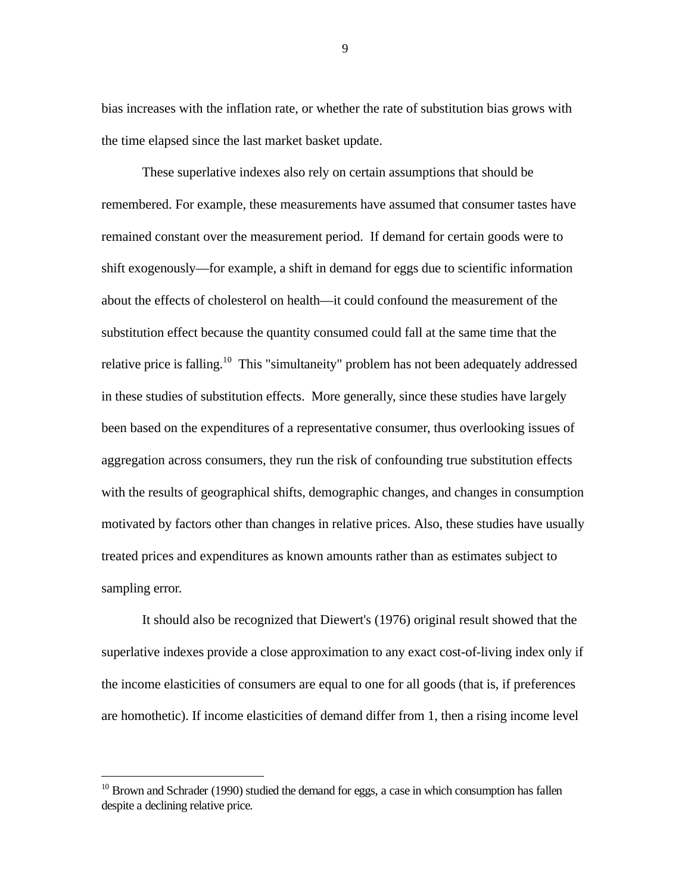bias increases with the inflation rate, or whether the rate of substitution bias grows with the time elapsed since the last market basket update.

These superlative indexes also rely on certain assumptions that should be remembered. For example, these measurements have assumed that consumer tastes have remained constant over the measurement period. If demand for certain goods were to shift exogenously—for example, a shift in demand for eggs due to scientific information about the effects of cholesterol on health—it could confound the measurement of the substitution effect because the quantity consumed could fall at the same time that the relative price is falling.[10] This "simultaneity" problem has not been adequately addressed in these studies of substitution effects. More generally, since these studies have largely been based on the expenditures of a representative consumer, thus overlooking issues of aggregation across consumers, they run the risk of confounding true substitution effects with the results of geographical shifts, demographic changes, and changes in consumption motivated by factors other than changes in relative prices. Also, these studies have usually treated prices and expenditures as known amounts rather than as estimates subject to sampling error.

It should also be recognized that Diewert's (1976) original result showed that the superlative indexes provide a close approximation to any exact cost-of-living index only if the income elasticities of consumers are equal to one for all goods (that is, if preferences are homothetic). If income elasticities of demand differ from 1, then a rising income level

---

[10] Brown and Schrader (1990) studied the demand for eggs, a case in which consumption has fallen despite a declining relative price.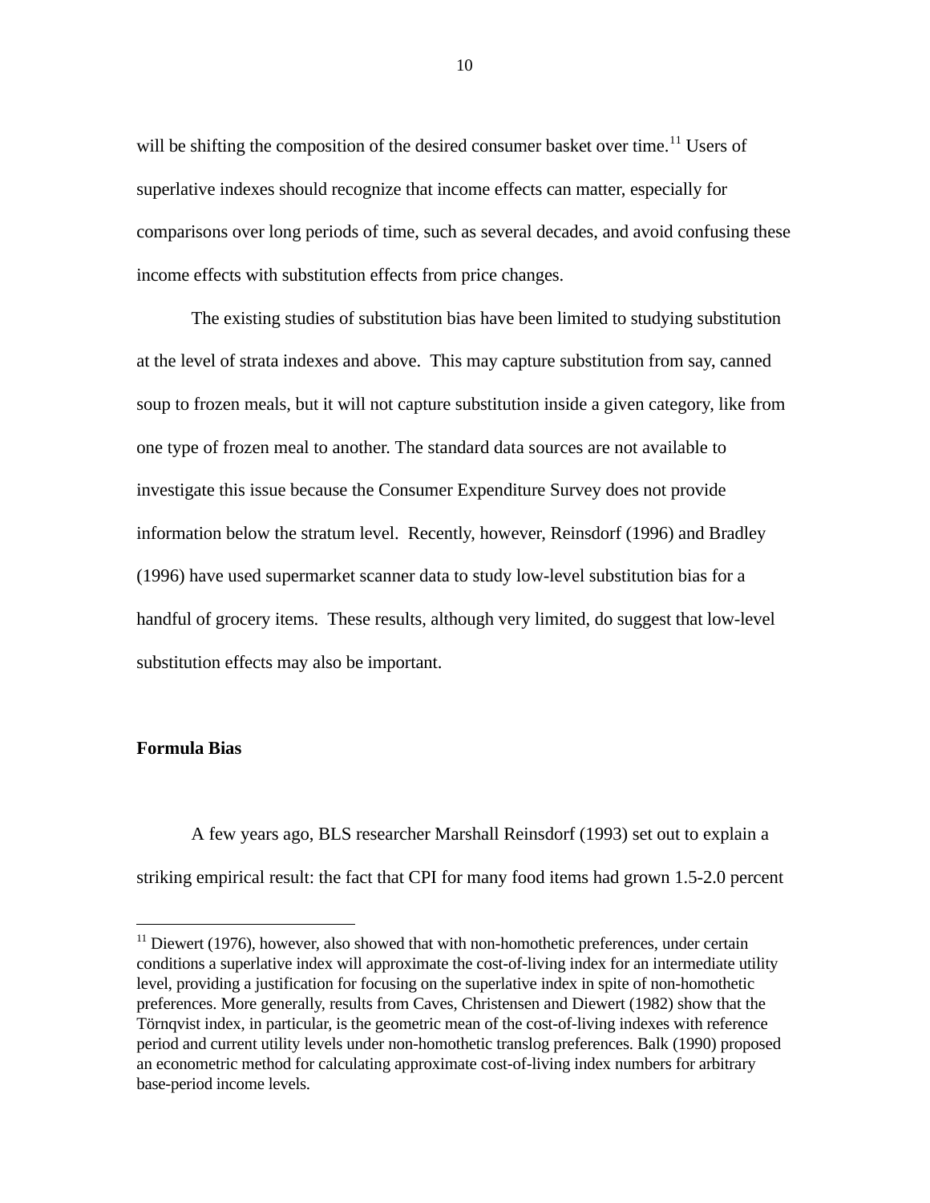will be shifting the composition of the desired consumer basket over time.[11] Users of superlative indexes should recognize that income effects can matter, especially for comparisons over long periods of time, such as several decades, and avoid confusing these income effects with substitution effects from price changes.

The existing studies of substitution bias have been limited to studying substitution at the level of strata indexes and above. This may capture substitution from say, canned soup to frozen meals, but it will not capture substitution inside a given category, like from one type of frozen meal to another. The standard data sources are not available to investigate this issue because the Consumer Expenditure Survey does not provide information below the stratum level. Recently, however, Reinsdorf (1996) and Bradley (1996) have used supermarket scanner data to study low-level substitution bias for a handful of grocery items. These results, although very limited, do suggest that low-level substitution effects may also be important.

**Formula Bias**

A few years ago, BLS researcher Marshall Reinsdorf (1993) set out to explain a striking empirical result: the fact that CPI for many food items had grown 1.5-2.0 percent

[11] Diewert (1976), however, also showed that with non-homothetic preferences, under certain conditions a superlative index will approximate the cost-of-living index for an intermediate utility level, providing a justification for focusing on the superlative index in spite of non-homothetic preferences. More generally, results from Caves, Christensen and Diewert (1982) show that the Törnqvist index, in particular, is the geometric mean of the cost-of-living indexes with reference period and current utility levels under non-homothetic translog preferences. Balk (1990) proposed an econometric method for calculating approximate cost-of-living index numbers for arbitrary base-period income levels.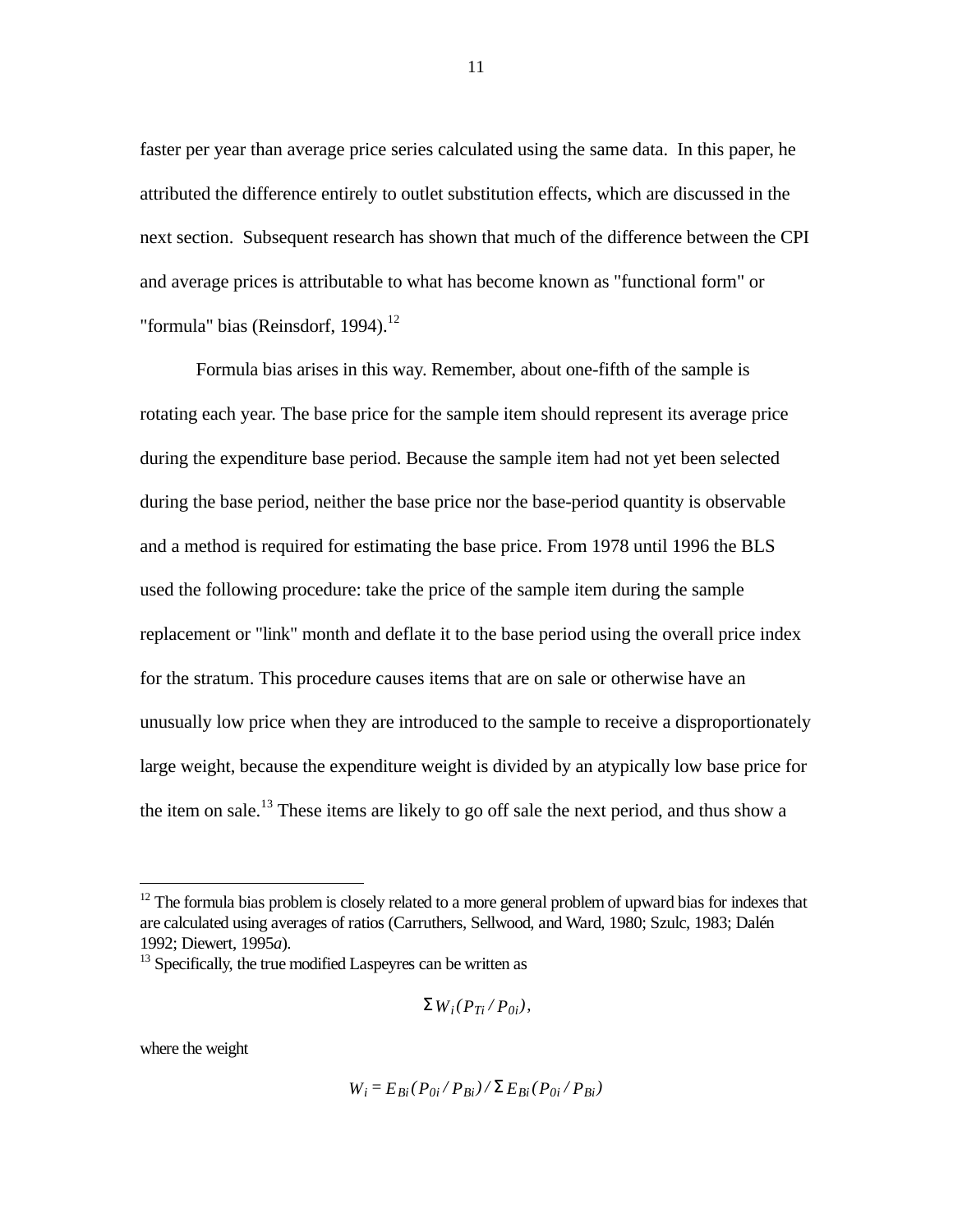faster per year than average price series calculated using the same data. In this paper, he attributed the difference entirely to outlet substitution effects, which are discussed in the next section. Subsequent research has shown that much of the difference between the CPI and average prices is attributable to what has become known as "functional form" or "formula" bias (Reinsdorf, 1994).[12]

Formula bias arises in this way. Remember, about one-fifth of the sample is rotating each year. The base price for the sample item should represent its average price during the expenditure base period. Because the sample item had not yet been selected during the base period, neither the base price nor the base-period quantity is observable and a method is required for estimating the base price. From 1978 until 1996 the BLS used the following procedure: take the price of the sample item during the sample replacement or "link" month and deflate it to the base period using the overall price index for the stratum. This procedure causes items that are on sale or otherwise have an unusually low price when they are introduced to the sample to receive a disproportionately large weight, because the expenditure weight is divided by an atypically low base price for the item on sale.[13] These items are likely to go off sale the next period, and thus show a

---

[12] The formula bias problem is closely related to a more general problem of upward bias for indexes that are calculated using averages of ratios (Carruthers, Sellwood, and Ward, 1980; Szulc, 1983; Dalén 1992; Diewert, 1995*a*).

[13] Specifically, the true modified Laspeyres can be written as

$$\Sigma W_i (P_{Ti} / P_{0i}),$$

where the weight

$$W_i = E_{Bi} (P_{0i} / P_{Bi}) / \Sigma E_{Bi} (P_{0i} / P_{Bi})$$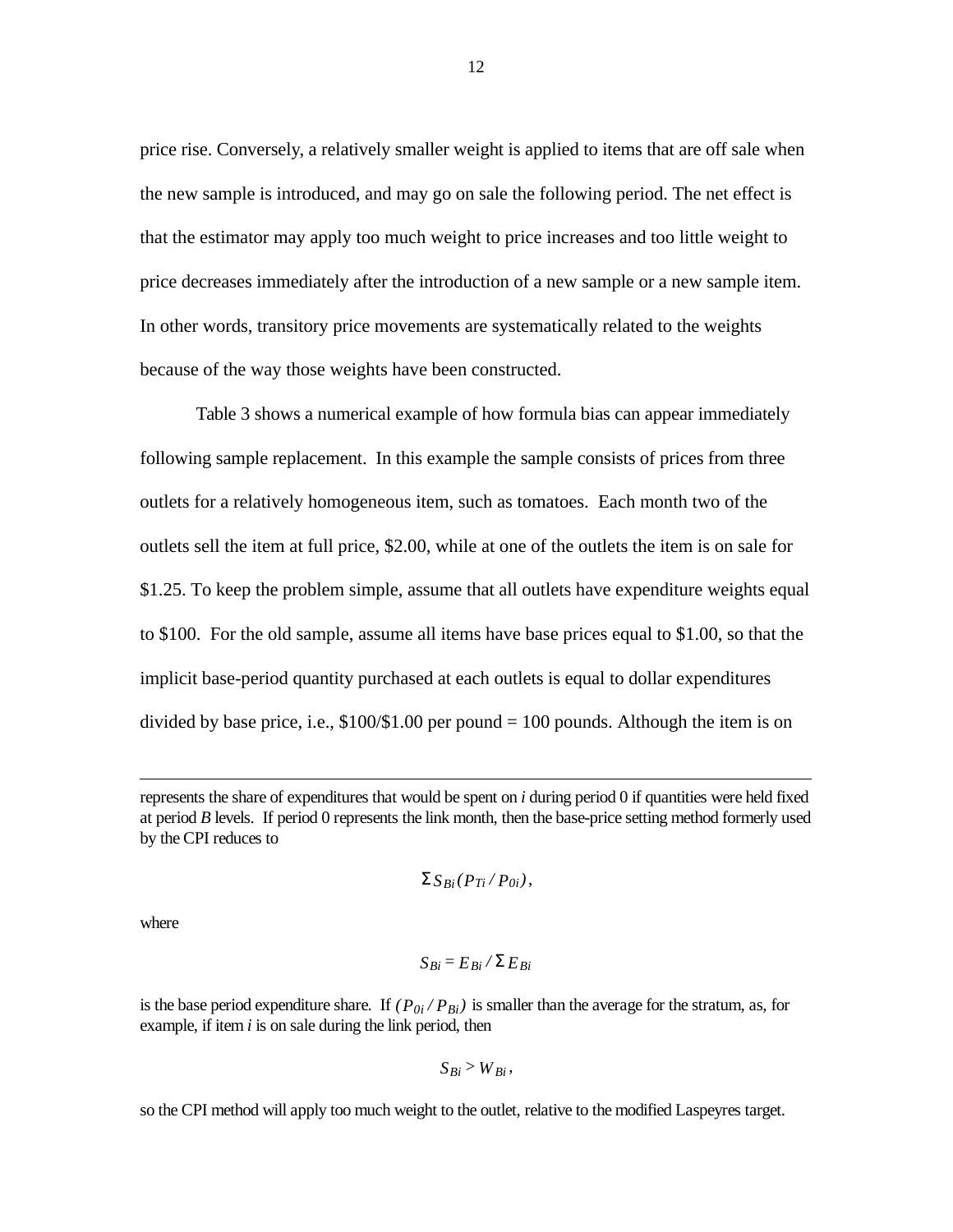price rise. Conversely, a relatively smaller weight is applied to items that are off sale when the new sample is introduced, and may go on sale the following period. The net effect is that the estimator may apply too much weight to price increases and too little weight to price decreases immediately after the introduction of a new sample or a new sample item. In other words, transitory price movements are systematically related to the weights because of the way those weights have been constructed.

Table 3 shows a numerical example of how formula bias can appear immediately following sample replacement. In this example the sample consists of prices from three outlets for a relatively homogeneous item, such as tomatoes. Each month two of the outlets sell the item at full price, \$2.00, while at one of the outlets the item is on sale for \$1.25. To keep the problem simple, assume that all outlets have expenditure weights equal to \$100. For the old sample, assume all items have base prices equal to \$1.00, so that the implicit base-period quantity purchased at each outlets is equal to dollar expenditures divided by base price, i.e., \$100/\$1.00 per pound = 100 pounds. Although the item is on

---

represents the share of expenditures that would be spent on *i* during period 0 if quantities were held fixed at period *B* levels. If period 0 represents the link month, then the base-price setting method formerly used by the CPI reduces to

$$\Sigma S_{Bi}(P_{Ti} / P_{0i}),$$

where

$$S_{Bi} = E_{Bi} / \Sigma E_{Bi}$$

is the base period expenditure share. If $(P_{0i} / P_{Bi})$ is smaller than the average for the stratum, as, for example, if item *i* is on sale during the link period, then

$$S_{Bi} > W_{Bi},$$

so the CPI method will apply too much weight to the outlet, relative to the modified Laspeyres target.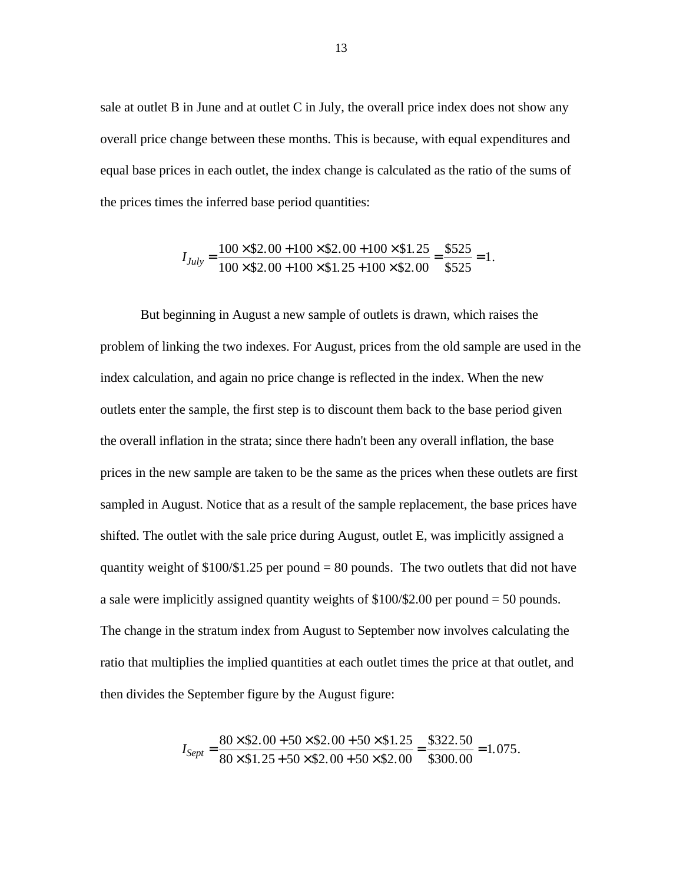sale at outlet B in June and at outlet C in July, the overall price index does not show any overall price change between these months. This is because, with equal expenditures and equal base prices in each outlet, the index change is calculated as the ratio of the sums of the prices times the inferred base period quantities:

$$I_{July} = \frac{100 \times \$2.00 + 100 \times \$2.00 + 100 \times \$1.25}{100 \times \$2.00 + 100 \times \$1.25 + 100 \times \$2.00} = \frac{\$525}{\$525} = 1.$$

But beginning in August a new sample of outlets is drawn, which raises the problem of linking the two indexes. For August, prices from the old sample are used in the index calculation, and again no price change is reflected in the index. When the new outlets enter the sample, the first step is to discount them back to the base period given the overall inflation in the strata; since there hadn't been any overall inflation, the base prices in the new sample are taken to be the same as the prices when these outlets are first sampled in August. Notice that as a result of the sample replacement, the base prices have shifted. The outlet with the sale price during August, outlet E, was implicitly assigned a quantity weight of \$100/\$1.25 per pound = 80 pounds. The two outlets that did not have a sale were implicitly assigned quantity weights of \$100/\$2.00 per pound = 50 pounds. The change in the stratum index from August to September now involves calculating the ratio that multiplies the implied quantities at each outlet times the price at that outlet, and then divides the September figure by the August figure:

$$I_{Sept} = \frac{80 \times \$2.00 + 50 \times \$2.00 + 50 \times \$1.25}{80 \times \$1.25 + 50 \times \$2.00 + 50 \times \$2.00} = \frac{\$322.50}{\$300.00} = 1.075.$$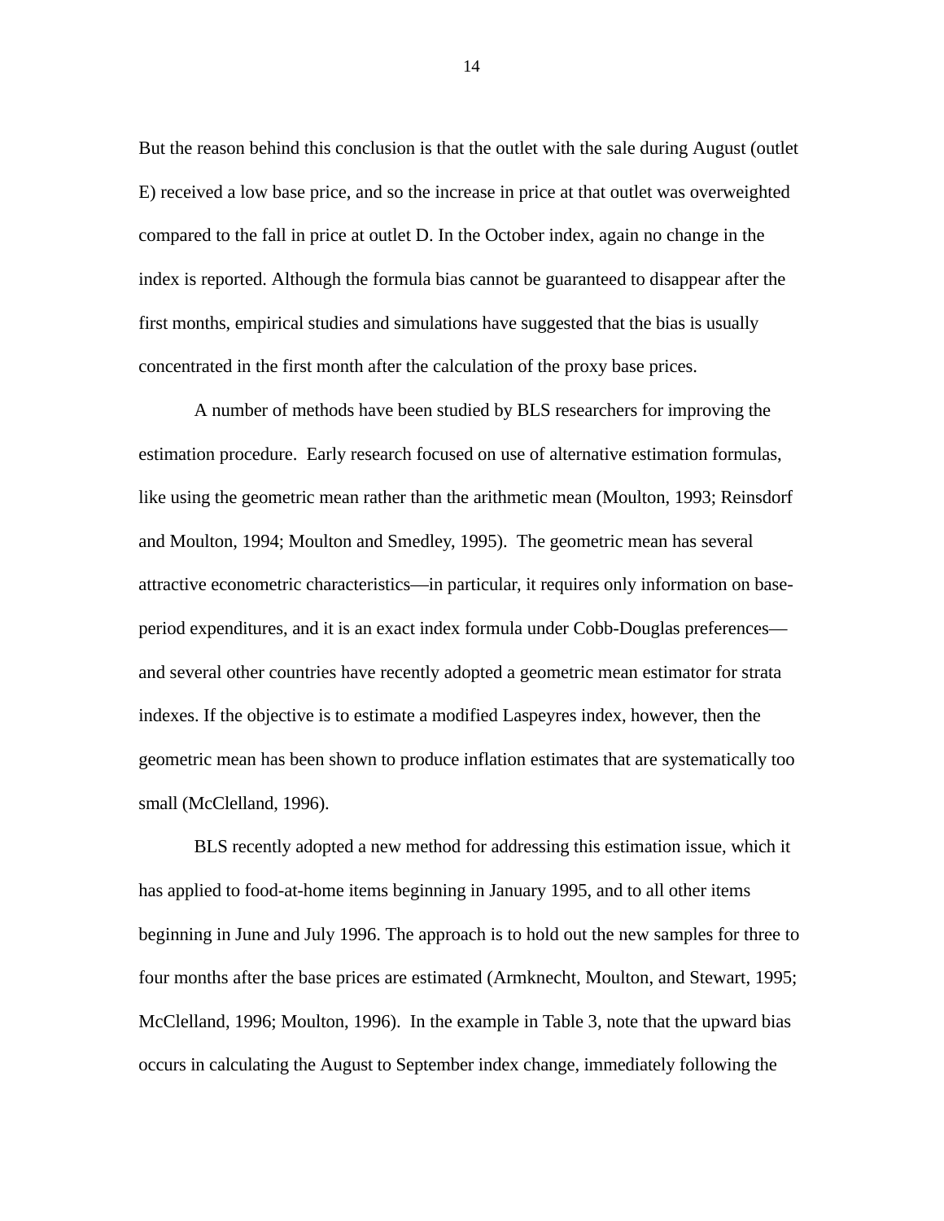But the reason behind this conclusion is that the outlet with the sale during August (outlet E) received a low base price, and so the increase in price at that outlet was overweighted compared to the fall in price at outlet D. In the October index, again no change in the index is reported. Although the formula bias cannot be guaranteed to disappear after the first months, empirical studies and simulations have suggested that the bias is usually concentrated in the first month after the calculation of the proxy base prices.

A number of methods have been studied by BLS researchers for improving the estimation procedure. Early research focused on use of alternative estimation formulas, like using the geometric mean rather than the arithmetic mean (Moulton, 1993; Reinsdorf and Moulton, 1994; Moulton and Smedley, 1995). The geometric mean has several attractive econometric characteristics—in particular, it requires only information on base-period expenditures, and it is an exact index formula under Cobb-Douglas preferences—and several other countries have recently adopted a geometric mean estimator for strata indexes. If the objective is to estimate a modified Laspeyres index, however, then the geometric mean has been shown to produce inflation estimates that are systematically too small (McClelland, 1996).

BLS recently adopted a new method for addressing this estimation issue, which it has applied to food-at-home items beginning in January 1995, and to all other items beginning in June and July 1996. The approach is to hold out the new samples for three to four months after the base prices are estimated (Armknecht, Moulton, and Stewart, 1995; McClelland, 1996; Moulton, 1996). In the example in Table 3, note that the upward bias occurs in calculating the August to September index change, immediately following the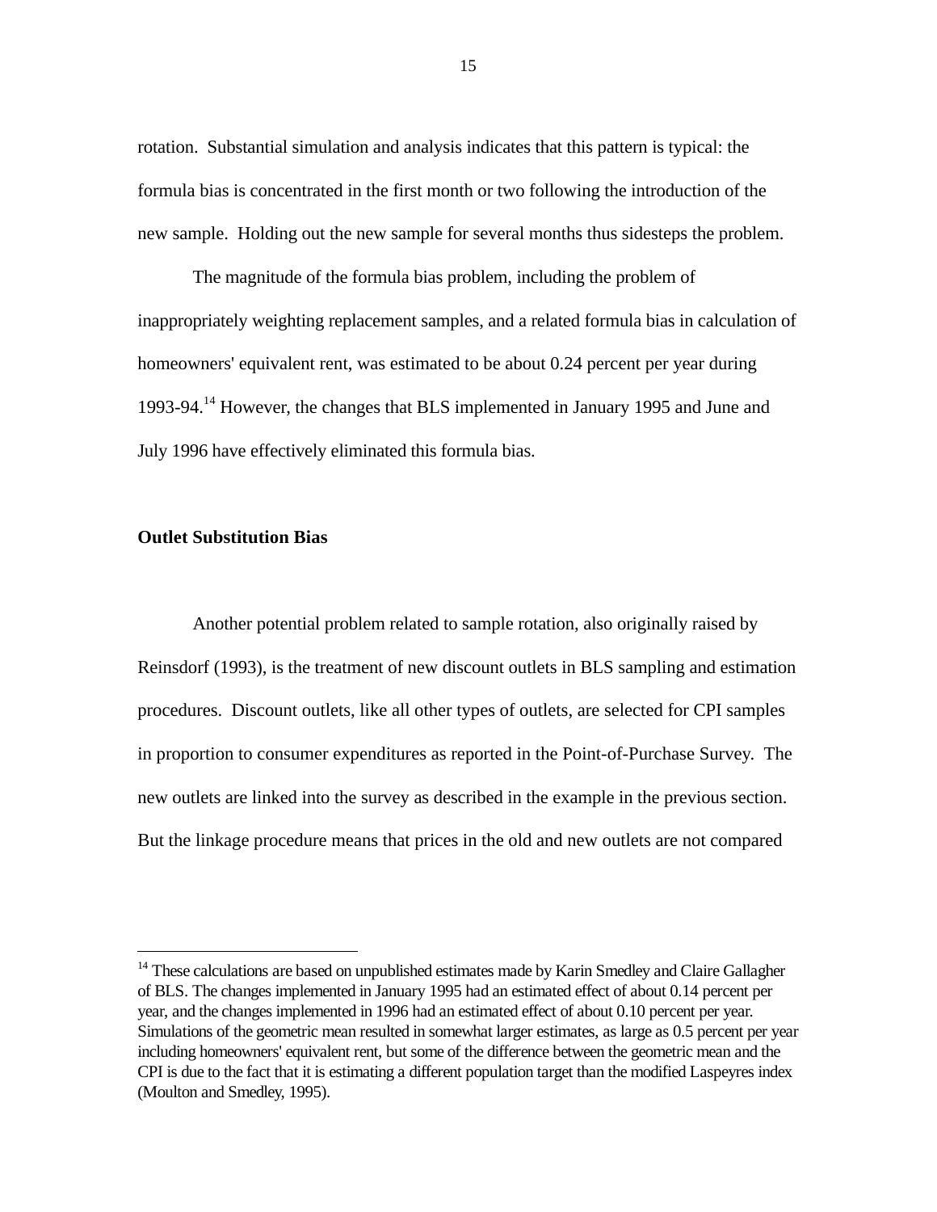rotation. Substantial simulation and analysis indicates that this pattern is typical: the formula bias is concentrated in the first month or two following the introduction of the new sample. Holding out the new sample for several months thus sidesteps the problem.

The magnitude of the formula bias problem, including the problem of inappropriately weighting replacement samples, and a related formula bias in calculation of homeowners' equivalent rent, was estimated to be about 0.24 percent per year during 1993-94.[14] However, the changes that BLS implemented in January 1995 and June and July 1996 have effectively eliminated this formula bias.

## Outlet Substitution Bias

Another potential problem related to sample rotation, also originally raised by Reinsdorf (1993), is the treatment of new discount outlets in BLS sampling and estimation procedures. Discount outlets, like all other types of outlets, are selected for CPI samples in proportion to consumer expenditures as reported in the Point-of-Purchase Survey. The new outlets are linked into the survey as described in the example in the previous section. But the linkage procedure means that prices in the old and new outlets are not compared

---

[14] These calculations are based on unpublished estimates made by Karin Smedley and Claire Gallagher of BLS. The changes implemented in January 1995 had an estimated effect of about 0.14 percent per year, and the changes implemented in 1996 had an estimated effect of about 0.10 percent per year. Simulations of the geometric mean resulted in somewhat larger estimates, as large as 0.5 percent per year including homeowners' equivalent rent, but some of the difference between the geometric mean and the CPI is due to the fact that it is estimating a different population target than the modified Laspeyres index (Moulton and Smedley, 1995).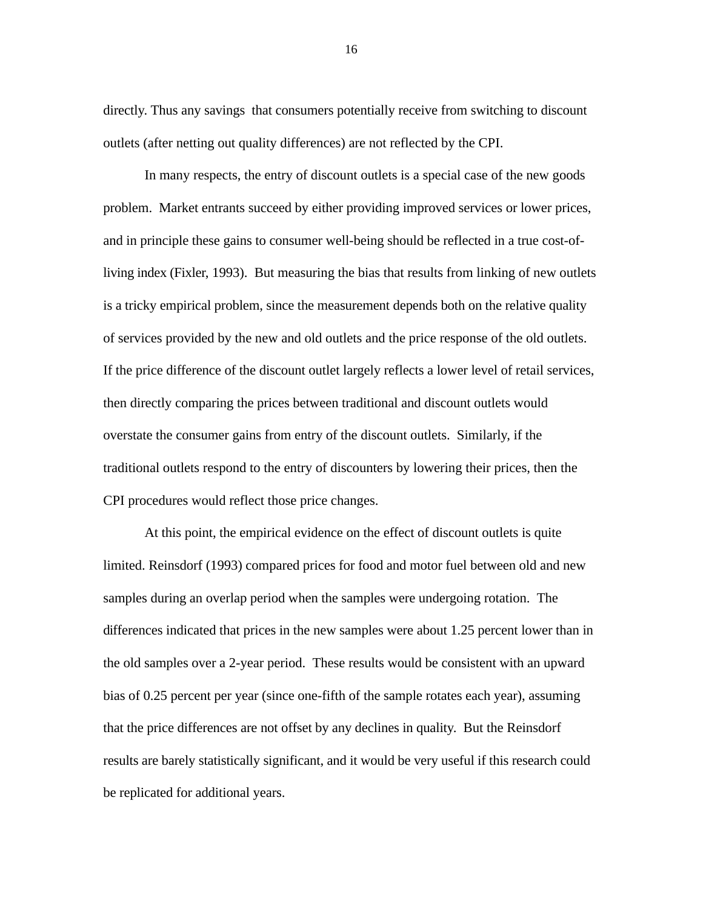directly. Thus any savings that consumers potentially receive from switching to discount outlets (after netting out quality differences) are not reflected by the CPI.

In many respects, the entry of discount outlets is a special case of the new goods problem. Market entrants succeed by either providing improved services or lower prices, and in principle these gains to consumer well-being should be reflected in a true cost-of-living index (Fixler, 1993). But measuring the bias that results from linking of new outlets is a tricky empirical problem, since the measurement depends both on the relative quality of services provided by the new and old outlets and the price response of the old outlets. If the price difference of the discount outlet largely reflects a lower level of retail services, then directly comparing the prices between traditional and discount outlets would overstate the consumer gains from entry of the discount outlets. Similarly, if the traditional outlets respond to the entry of discounters by lowering their prices, then the CPI procedures would reflect those price changes.

At this point, the empirical evidence on the effect of discount outlets is quite limited. Reinsdorf (1993) compared prices for food and motor fuel between old and new samples during an overlap period when the samples were undergoing rotation. The differences indicated that prices in the new samples were about 1.25 percent lower than in the old samples over a 2-year period. These results would be consistent with an upward bias of 0.25 percent per year (since one-fifth of the sample rotates each year), assuming that the price differences are not offset by any declines in quality. But the Reinsdorf results are barely statistically significant, and it would be very useful if this research could be replicated for additional years.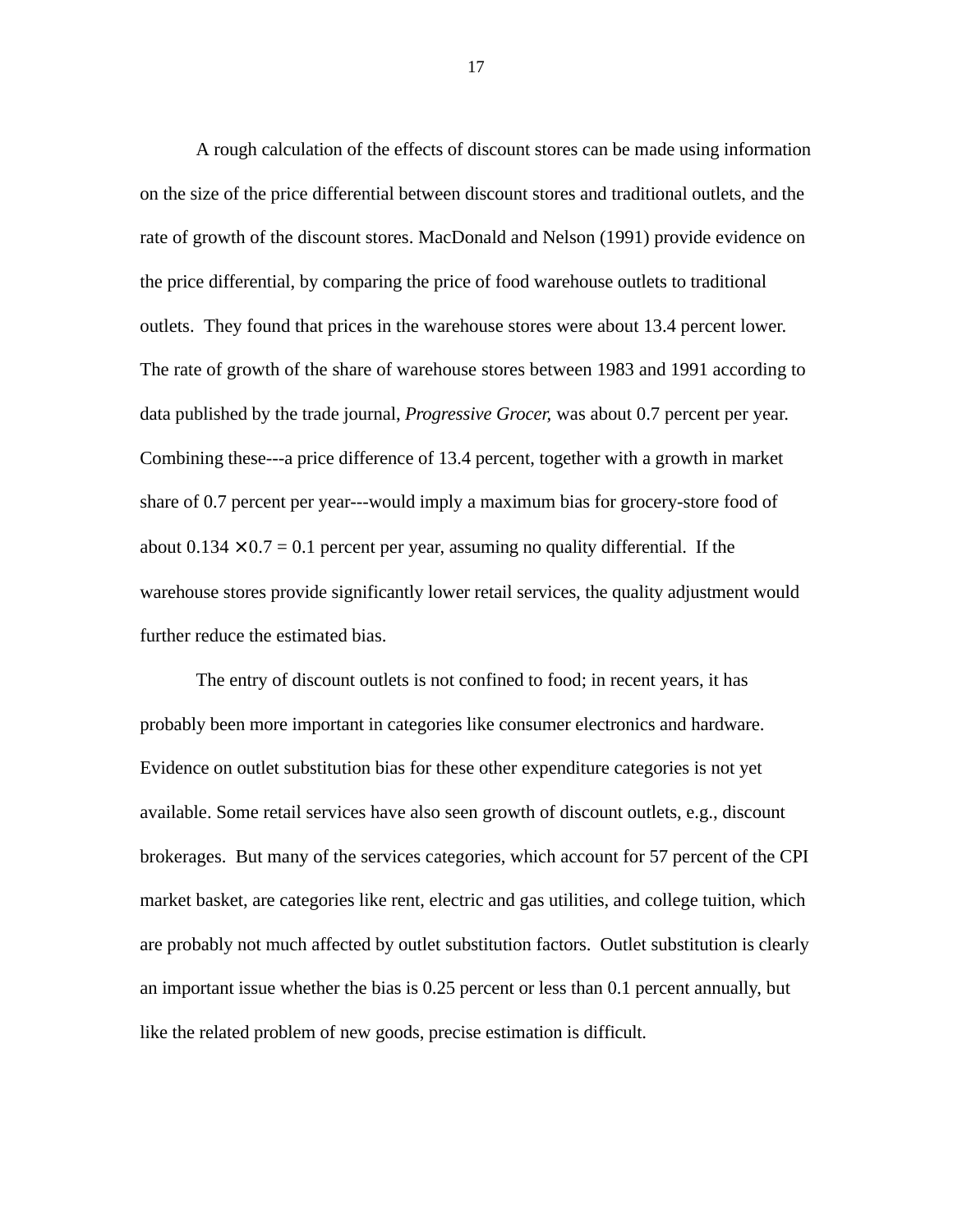A rough calculation of the effects of discount stores can be made using information on the size of the price differential between discount stores and traditional outlets, and the rate of growth of the discount stores. MacDonald and Nelson (1991) provide evidence on the price differential, by comparing the price of food warehouse outlets to traditional outlets. They found that prices in the warehouse stores were about 13.4 percent lower. The rate of growth of the share of warehouse stores between 1983 and 1991 according to data published by the trade journal, *Progressive Grocer*, was about 0.7 percent per year. Combining these---a price difference of 13.4 percent, together with a growth in market share of 0.7 percent per year---would imply a maximum bias for grocery-store food of about $0.134 \times 0.7 = 0.1$ percent per year, assuming no quality differential. If the warehouse stores provide significantly lower retail services, the quality adjustment would further reduce the estimated bias.

The entry of discount outlets is not confined to food; in recent years, it has probably been more important in categories like consumer electronics and hardware. Evidence on outlet substitution bias for these other expenditure categories is not yet available. Some retail services have also seen growth of discount outlets, e.g., discount brokerages. But many of the services categories, which account for 57 percent of the CPI market basket, are categories like rent, electric and gas utilities, and college tuition, which are probably not much affected by outlet substitution factors. Outlet substitution is clearly an important issue whether the bias is 0.25 percent or less than 0.1 percent annually, but like the related problem of new goods, precise estimation is difficult.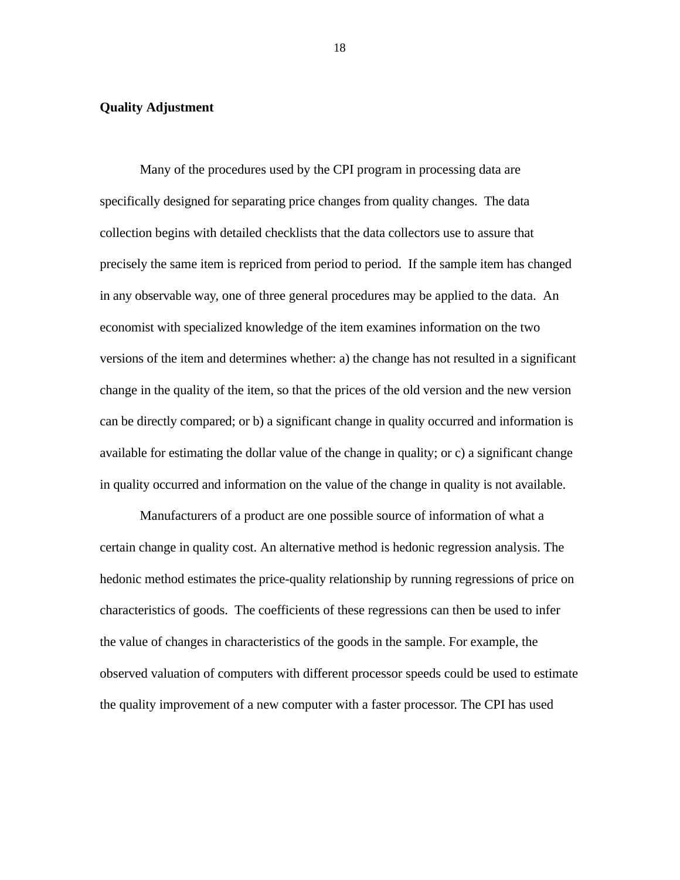## Quality Adjustment

Many of the procedures used by the CPI program in processing data are specifically designed for separating price changes from quality changes. The data collection begins with detailed checklists that the data collectors use to assure that precisely the same item is repriced from period to period. If the sample item has changed in any observable way, one of three general procedures may be applied to the data. An economist with specialized knowledge of the item examines information on the two versions of the item and determines whether: a) the change has not resulted in a significant change in the quality of the item, so that the prices of the old version and the new version can be directly compared; or b) a significant change in quality occurred and information is available for estimating the dollar value of the change in quality; or c) a significant change in quality occurred and information on the value of the change in quality is not available.

Manufacturers of a product are one possible source of information of what a certain change in quality cost. An alternative method is hedonic regression analysis. The hedonic method estimates the price-quality relationship by running regressions of price on characteristics of goods. The coefficients of these regressions can then be used to infer the value of changes in characteristics of the goods in the sample. For example, the observed valuation of computers with different processor speeds could be used to estimate the quality improvement of a new computer with a faster processor. The CPI has used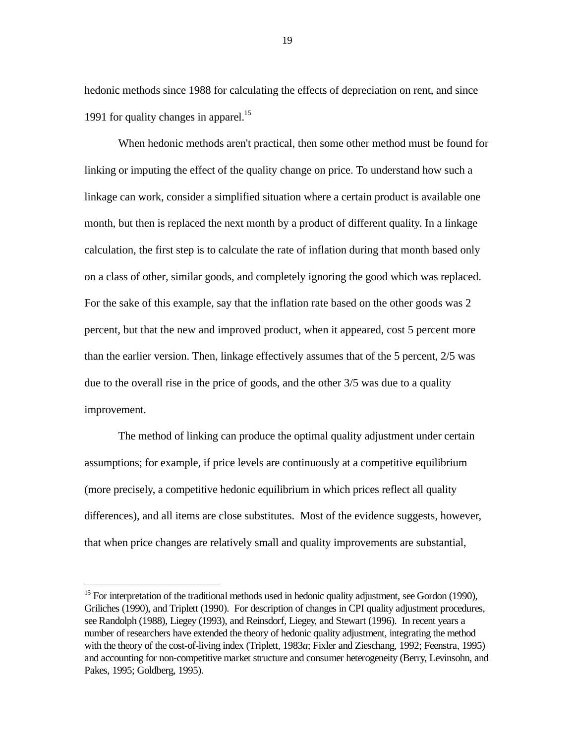hedonic methods since 1988 for calculating the effects of depreciation on rent, and since 1991 for quality changes in apparel.[15]

When hedonic methods aren't practical, then some other method must be found for linking or imputing the effect of the quality change on price. To understand how such a linkage can work, consider a simplified situation where a certain product is available one month, but then is replaced the next month by a product of different quality. In a linkage calculation, the first step is to calculate the rate of inflation during that month based only on a class of other, similar goods, and completely ignoring the good which was replaced. For the sake of this example, say that the inflation rate based on the other goods was 2 percent, but that the new and improved product, when it appeared, cost 5 percent more than the earlier version. Then, linkage effectively assumes that of the 5 percent, 2/5 was due to the overall rise in the price of goods, and the other 3/5 was due to a quality improvement.

The method of linking can produce the optimal quality adjustment under certain assumptions; for example, if price levels are continuously at a competitive equilibrium (more precisely, a competitive hedonic equilibrium in which prices reflect all quality differences), and all items are close substitutes. Most of the evidence suggests, however, that when price changes are relatively small and quality improvements are substantial,

---

[15] For interpretation of the traditional methods used in hedonic quality adjustment, see Gordon (1990), Griliches (1990), and Triplett (1990). For description of changes in CPI quality adjustment procedures, see Randolph (1988), Liegey (1993), and Reinsdorf, Liegey, and Stewart (1996). In recent years a number of researchers have extended the theory of hedonic quality adjustment, integrating the method with the theory of the cost-of-living index (Triplett, 1983*a*; Fixler and Zieschang, 1992; Feenstra, 1995) and accounting for non-competitive market structure and consumer heterogeneity (Berry, Levinsohn, and Pakes, 1995; Goldberg, 1995).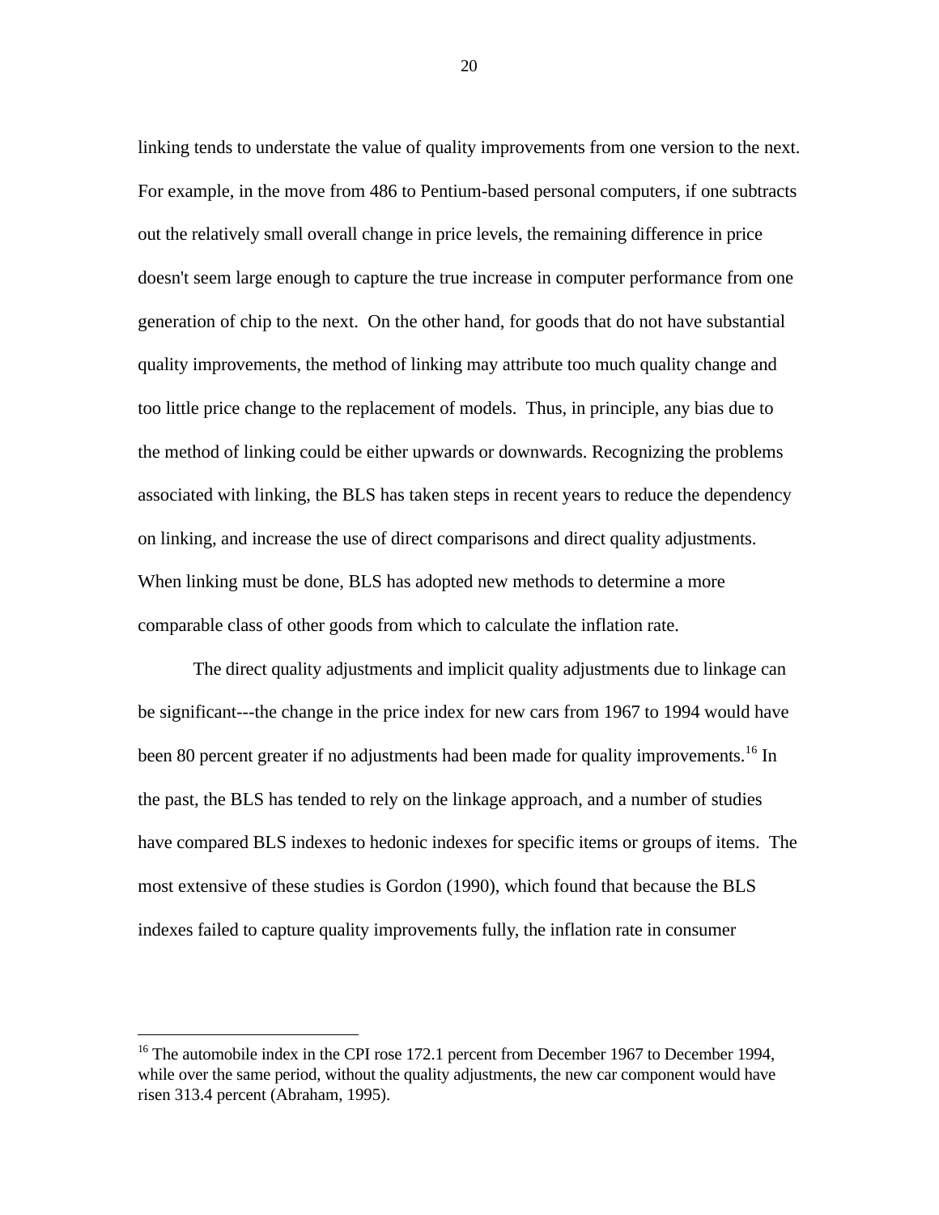linking tends to understate the value of quality improvements from one version to the next. For example, in the move from 486 to Pentium-based personal computers, if one subtracts out the relatively small overall change in price levels, the remaining difference in price doesn't seem large enough to capture the true increase in computer performance from one generation of chip to the next. On the other hand, for goods that do not have substantial quality improvements, the method of linking may attribute too much quality change and too little price change to the replacement of models. Thus, in principle, any bias due to the method of linking could be either upwards or downwards. Recognizing the problems associated with linking, the BLS has taken steps in recent years to reduce the dependency on linking, and increase the use of direct comparisons and direct quality adjustments. When linking must be done, BLS has adopted new methods to determine a more comparable class of other goods from which to calculate the inflation rate.

The direct quality adjustments and implicit quality adjustments due to linkage can be significant---the change in the price index for new cars from 1967 to 1994 would have been 80 percent greater if no adjustments had been made for quality improvements.[16] In the past, the BLS has tended to rely on the linkage approach, and a number of studies have compared BLS indexes to hedonic indexes for specific items or groups of items. The most extensive of these studies is Gordon (1990), which found that because the BLS indexes failed to capture quality improvements fully, the inflation rate in consumer

---

[16] The automobile index in the CPI rose 172.1 percent from December 1967 to December 1994, while over the same period, without the quality adjustments, the new car component would have risen 313.4 percent (Abraham, 1995).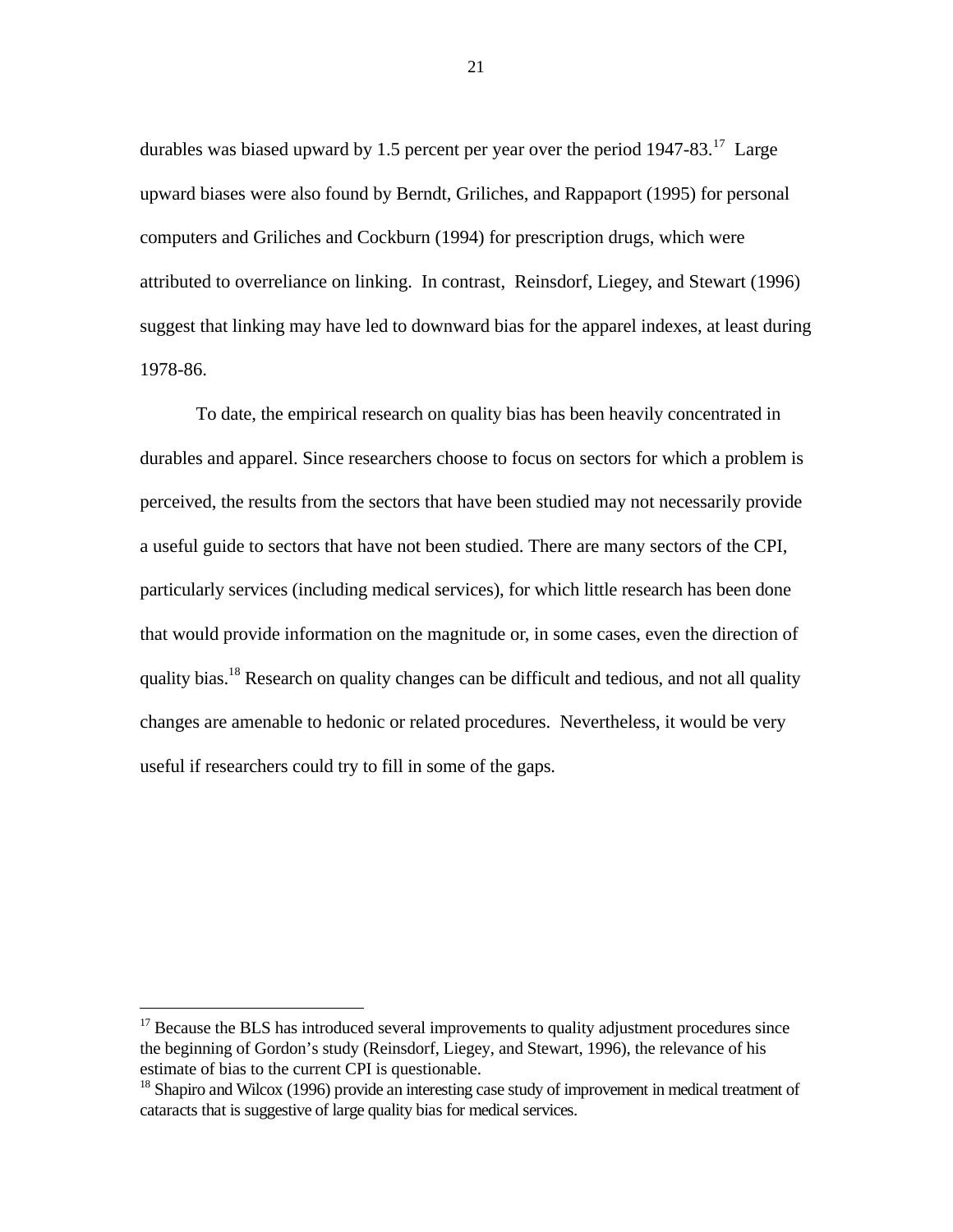durables was biased upward by 1.5 percent per year over the period 1947-83.[17] Large upward biases were also found by Berndt, Griliches, and Rappaport (1995) for personal computers and Griliches and Cockburn (1994) for prescription drugs, which were attributed to overreliance on linking. In contrast, Reinsdorf, Liegey, and Stewart (1996) suggest that linking may have led to downward bias for the apparel indexes, at least during 1978-86.

To date, the empirical research on quality bias has been heavily concentrated in durables and apparel. Since researchers choose to focus on sectors for which a problem is perceived, the results from the sectors that have been studied may not necessarily provide a useful guide to sectors that have not been studied. There are many sectors of the CPI, particularly services (including medical services), for which little research has been done that would provide information on the magnitude or, in some cases, even the direction of quality bias.[18] Research on quality changes can be difficult and tedious, and not all quality changes are amenable to hedonic or related procedures. Nevertheless, it would be very useful if researchers could try to fill in some of the gaps.

---

[17] Because the BLS has introduced several improvements to quality adjustment procedures since the beginning of Gordon's study (Reinsdorf, Liegey, and Stewart, 1996), the relevance of his estimate of bias to the current CPI is questionable.

[18] Shapiro and Wilcox (1996) provide an interesting case study of improvement in medical treatment of cataracts that is suggestive of large quality bias for medical services.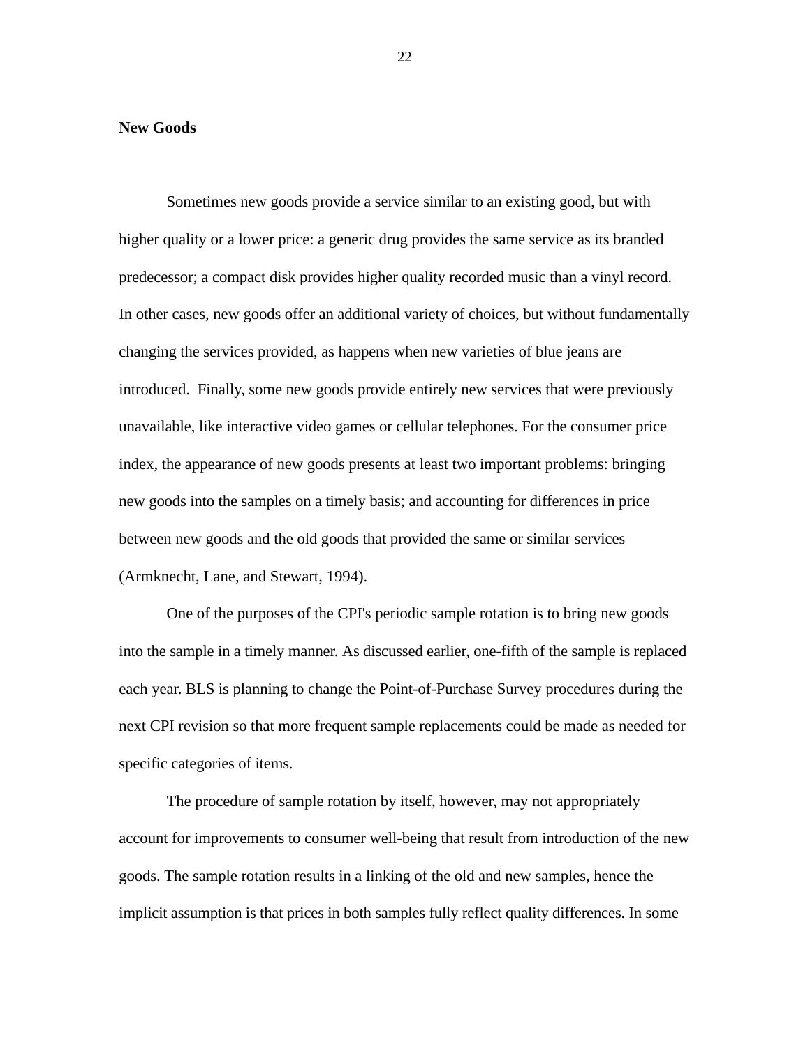**New Goods**

Sometimes new goods provide a service similar to an existing good, but with higher quality or a lower price: a generic drug provides the same service as its branded predecessor; a compact disk provides higher quality recorded music than a vinyl record. In other cases, new goods offer an additional variety of choices, but without fundamentally changing the services provided, as happens when new varieties of blue jeans are introduced.  Finally, some new goods provide entirely new services that were previously unavailable, like interactive video games or cellular telephones. For the consumer price index, the appearance of new goods presents at least two important problems: bringing new goods into the samples on a timely basis; and accounting for differences in price between new goods and the old goods that provided the same or similar services (Armknecht, Lane, and Stewart, 1994).

One of the purposes of the CPI's periodic sample rotation is to bring new goods into the sample in a timely manner. As discussed earlier, one-fifth of the sample is replaced each year. BLS is planning to change the Point-of-Purchase Survey procedures during the next CPI revision so that more frequent sample replacements could be made as needed for specific categories of items.

The procedure of sample rotation by itself, however, may not appropriately account for improvements to consumer well-being that result from introduction of the new goods. The sample rotation results in a linking of the old and new samples, hence the implicit assumption is that prices in both samples fully reflect quality differences. In some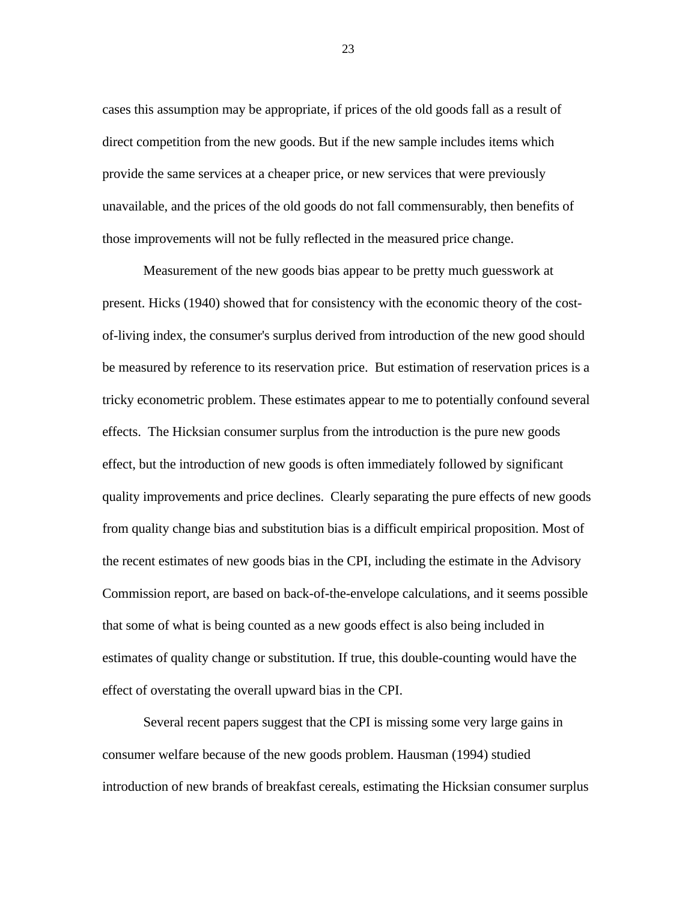cases this assumption may be appropriate, if prices of the old goods fall as a result of direct competition from the new goods. But if the new sample includes items which provide the same services at a cheaper price, or new services that were previously unavailable, and the prices of the old goods do not fall commensurably, then benefits of those improvements will not be fully reflected in the measured price change.

Measurement of the new goods bias appear to be pretty much guesswork at present. Hicks (1940) showed that for consistency with the economic theory of the cost-of-living index, the consumer's surplus derived from introduction of the new good should be measured by reference to its reservation price. But estimation of reservation prices is a tricky econometric problem. These estimates appear to me to potentially confound several effects. The Hicksian consumer surplus from the introduction is the pure new goods effect, but the introduction of new goods is often immediately followed by significant quality improvements and price declines. Clearly separating the pure effects of new goods from quality change bias and substitution bias is a difficult empirical proposition. Most of the recent estimates of new goods bias in the CPI, including the estimate in the Advisory Commission report, are based on back-of-the-envelope calculations, and it seems possible that some of what is being counted as a new goods effect is also being included in estimates of quality change or substitution. If true, this double-counting would have the effect of overstating the overall upward bias in the CPI.

Several recent papers suggest that the CPI is missing some very large gains in consumer welfare because of the new goods problem. Hausman (1994) studied introduction of new brands of breakfast cereals, estimating the Hicksian consumer surplus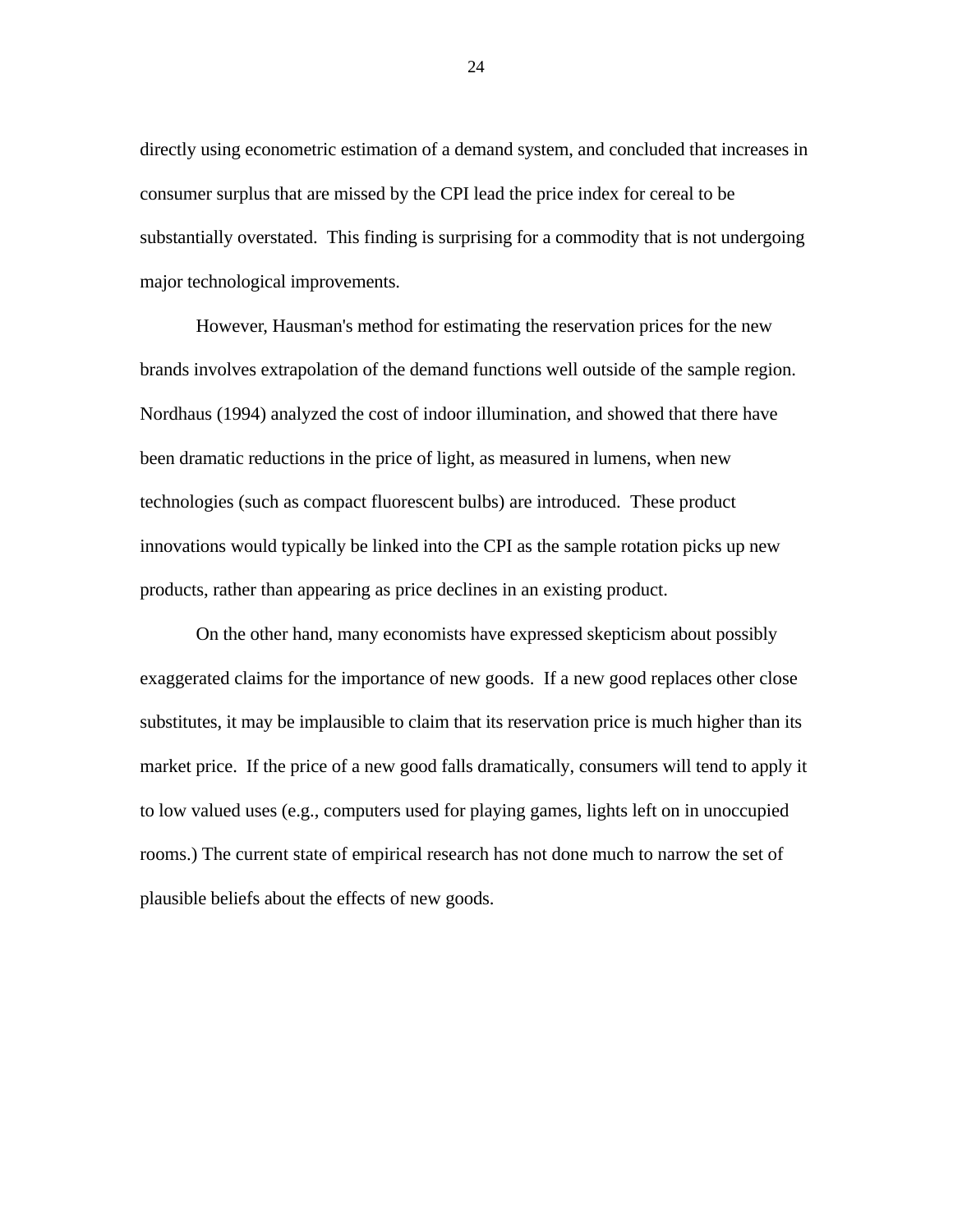directly using econometric estimation of a demand system, and concluded that increases in consumer surplus that are missed by the CPI lead the price index for cereal to be substantially overstated.  This finding is surprising for a commodity that is not undergoing major technological improvements.

However, Hausman's method for estimating the reservation prices for the new brands involves extrapolation of the demand functions well outside of the sample region. Nordhaus (1994) analyzed the cost of indoor illumination, and showed that there have been dramatic reductions in the price of light, as measured in lumens, when new technologies (such as compact fluorescent bulbs) are introduced.  These product innovations would typically be linked into the CPI as the sample rotation picks up new products, rather than appearing as price declines in an existing product.

On the other hand, many economists have expressed skepticism about possibly exaggerated claims for the importance of new goods.  If a new good replaces other close substitutes, it may be implausible to claim that its reservation price is much higher than its market price.  If the price of a new good falls dramatically, consumers will tend to apply it to low valued uses (e.g., computers used for playing games, lights left on in unoccupied rooms.) The current state of empirical research has not done much to narrow the set of plausible beliefs about the effects of new goods.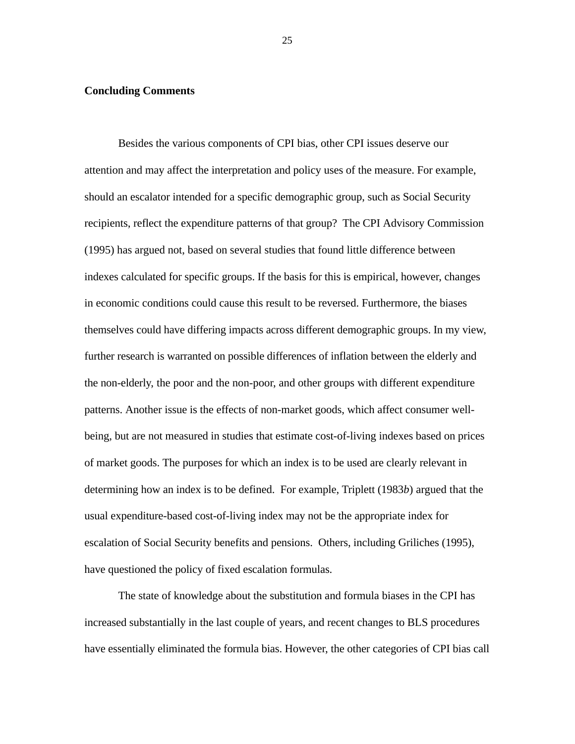## Concluding Comments

Besides the various components of CPI bias, other CPI issues deserve our attention and may affect the interpretation and policy uses of the measure. For example, should an escalator intended for a specific demographic group, such as Social Security recipients, reflect the expenditure patterns of that group? The CPI Advisory Commission (1995) has argued not, based on several studies that found little difference between indexes calculated for specific groups. If the basis for this is empirical, however, changes in economic conditions could cause this result to be reversed. Furthermore, the biases themselves could have differing impacts across different demographic groups. In my view, further research is warranted on possible differences of inflation between the elderly and the non-elderly, the poor and the non-poor, and other groups with different expenditure patterns. Another issue is the effects of non-market goods, which affect consumer well-being, but are not measured in studies that estimate cost-of-living indexes based on prices of market goods. The purposes for which an index is to be used are clearly relevant in determining how an index is to be defined. For example, Triplett (1983*b*) argued that the usual expenditure-based cost-of-living index may not be the appropriate index for escalation of Social Security benefits and pensions. Others, including Griliches (1995), have questioned the policy of fixed escalation formulas.

The state of knowledge about the substitution and formula biases in the CPI has increased substantially in the last couple of years, and recent changes to BLS procedures have essentially eliminated the formula bias. However, the other categories of CPI bias call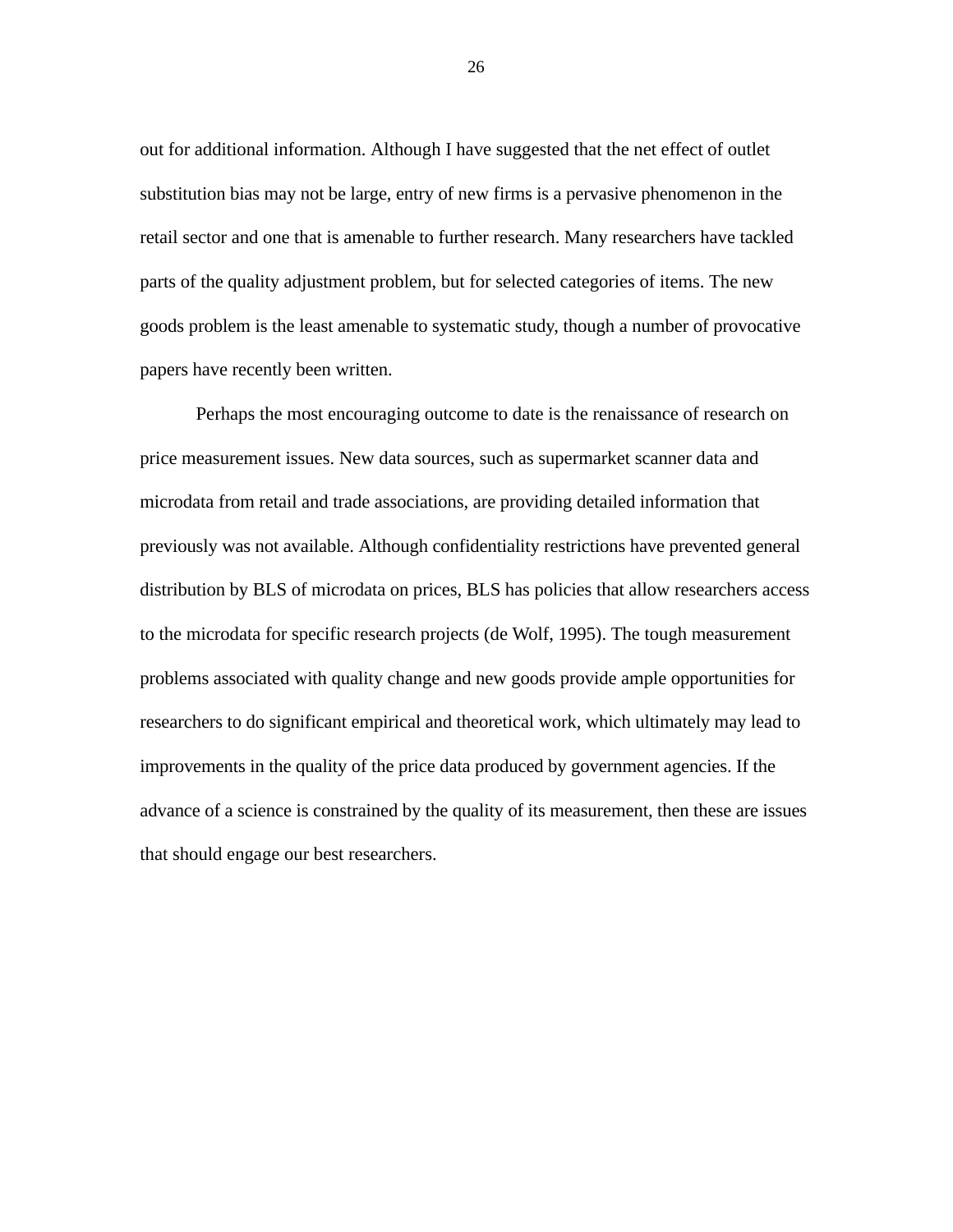out for additional information. Although I have suggested that the net effect of outlet substitution bias may not be large, entry of new firms is a pervasive phenomenon in the retail sector and one that is amenable to further research. Many researchers have tackled parts of the quality adjustment problem, but for selected categories of items. The new goods problem is the least amenable to systematic study, though a number of provocative papers have recently been written.

Perhaps the most encouraging outcome to date is the renaissance of research on price measurement issues. New data sources, such as supermarket scanner data and microdata from retail and trade associations, are providing detailed information that previously was not available. Although confidentiality restrictions have prevented general distribution by BLS of microdata on prices, BLS has policies that allow researchers access to the microdata for specific research projects (de Wolf, 1995). The tough measurement problems associated with quality change and new goods provide ample opportunities for researchers to do significant empirical and theoretical work, which ultimately may lead to improvements in the quality of the price data produced by government agencies. If the advance of a science is constrained by the quality of its measurement, then these are issues that should engage our best researchers.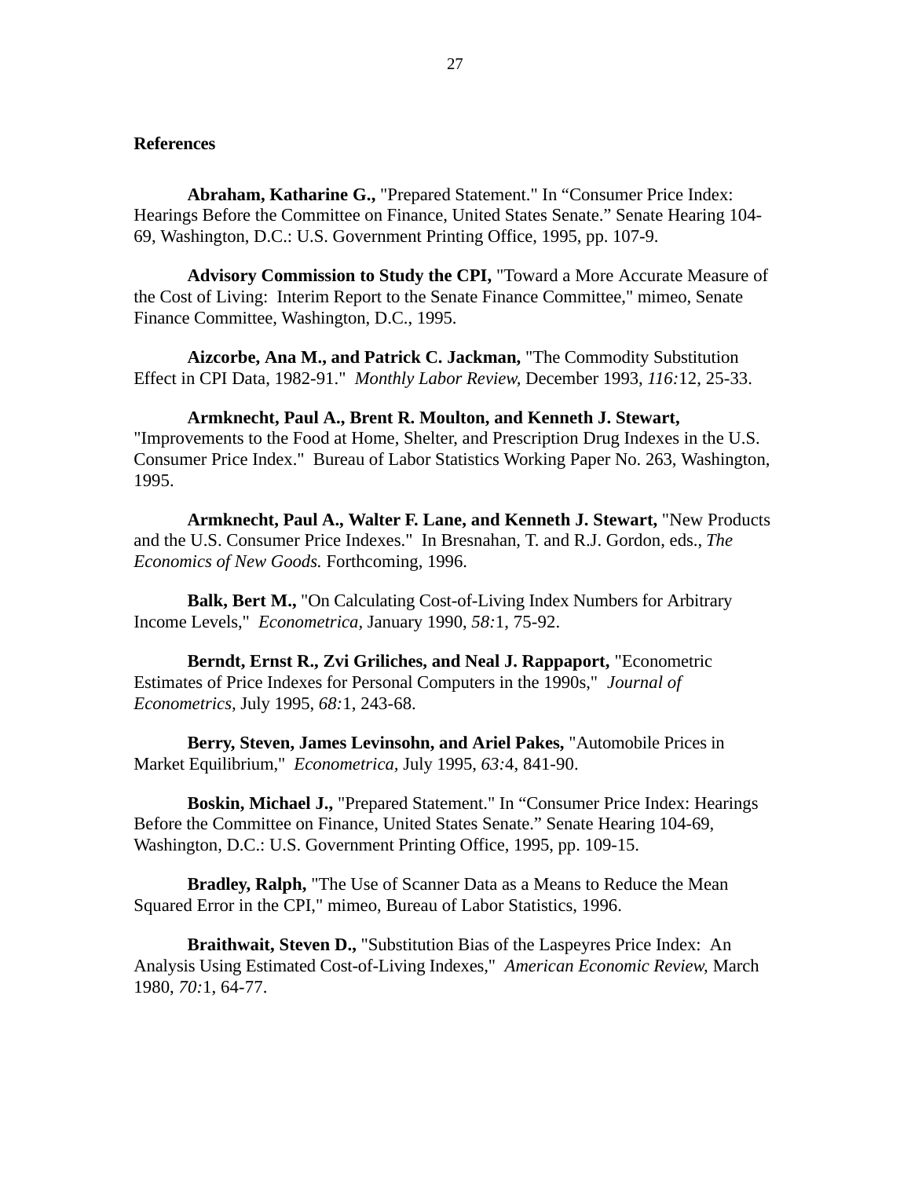## References

**Abraham, Katharine G.,** "Prepared Statement." In "Consumer Price Index: Hearings Before the Committee on Finance, United States Senate." Senate Hearing 104-69, Washington, D.C.: U.S. Government Printing Office, 1995, pp. 107-9.

**Advisory Commission to Study the CPI,** "Toward a More Accurate Measure of the Cost of Living: Interim Report to the Senate Finance Committee," mimeo, Senate Finance Committee, Washington, D.C., 1995.

**Aizcorbe, Ana M., and Patrick C. Jackman,** "The Commodity Substitution Effect in CPI Data, 1982-91." *Monthly Labor Review,* December 1993, *116:*12, 25-33.

**Armknecht, Paul A., Brent R. Moulton, and Kenneth J. Stewart,** "Improvements to the Food at Home, Shelter, and Prescription Drug Indexes in the U.S. Consumer Price Index." Bureau of Labor Statistics Working Paper No. 263, Washington, 1995.

**Armknecht, Paul A., Walter F. Lane, and Kenneth J. Stewart,** "New Products and the U.S. Consumer Price Indexes." In Bresnahan, T. and R.J. Gordon, eds., *The Economics of New Goods.* Forthcoming, 1996.

**Balk, Bert M.,** "On Calculating Cost-of-Living Index Numbers for Arbitrary Income Levels," *Econometrica,* January 1990, *58:*1, 75-92.

**Berndt, Ernst R., Zvi Griliches, and Neal J. Rappaport,** "Econometric Estimates of Price Indexes for Personal Computers in the 1990s," *Journal of Econometrics,* July 1995, *68:*1, 243-68.

**Berry, Steven, James Levinsohn, and Ariel Pakes,** "Automobile Prices in Market Equilibrium," *Econometrica,* July 1995, *63:*4, 841-90.

**Boskin, Michael J.,** "Prepared Statement." In "Consumer Price Index: Hearings Before the Committee on Finance, United States Senate." Senate Hearing 104-69, Washington, D.C.: U.S. Government Printing Office, 1995, pp. 109-15.

**Bradley, Ralph,** "The Use of Scanner Data as a Means to Reduce the Mean Squared Error in the CPI," mimeo, Bureau of Labor Statistics, 1996.

**Braithwait, Steven D.,** "Substitution Bias of the Laspeyres Price Index: An Analysis Using Estimated Cost-of-Living Indexes," *American Economic Review,* March 1980, *70:*1, 64-77.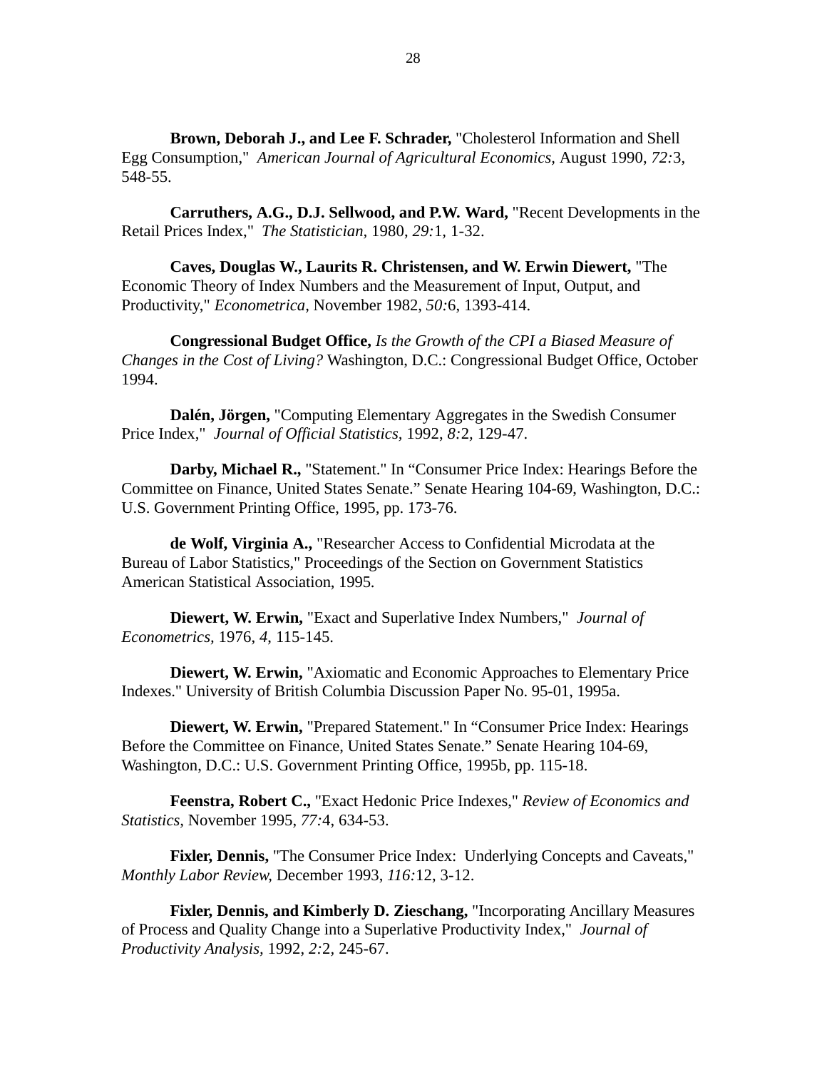**Brown, Deborah J., and Lee F. Schrader,** "Cholesterol Information and Shell Egg Consumption," *American Journal of Agricultural Economics,* August 1990, *72:*3, 548-55.

**Carruthers, A.G., D.J. Sellwood, and P.W. Ward,** "Recent Developments in the Retail Prices Index," *The Statistician,* 1980, *29:*1, 1-32.

**Caves, Douglas W., Laurits R. Christensen, and W. Erwin Diewert,** "The Economic Theory of Index Numbers and the Measurement of Input, Output, and Productivity," *Econometrica,* November 1982, *50:*6, 1393-414.

**Congressional Budget Office,** *Is the Growth of the CPI a Biased Measure of Changes in the Cost of Living?* Washington, D.C.: Congressional Budget Office, October 1994.

**Dalén, Jörgen,** "Computing Elementary Aggregates in the Swedish Consumer Price Index," *Journal of Official Statistics,* 1992, *8:*2, 129-47.

**Darby, Michael R.,** "Statement." In "Consumer Price Index: Hearings Before the Committee on Finance, United States Senate." Senate Hearing 104-69, Washington, D.C.: U.S. Government Printing Office, 1995, pp. 173-76.

**de Wolf, Virginia A.,** "Researcher Access to Confidential Microdata at the Bureau of Labor Statistics," Proceedings of the Section on Government Statistics American Statistical Association, 1995.

**Diewert, W. Erwin,** "Exact and Superlative Index Numbers," *Journal of Econometrics,* 1976, *4,* 115-145.

**Diewert, W. Erwin,** "Axiomatic and Economic Approaches to Elementary Price Indexes." University of British Columbia Discussion Paper No. 95-01, 1995a.

**Diewert, W. Erwin,** "Prepared Statement." In "Consumer Price Index: Hearings Before the Committee on Finance, United States Senate." Senate Hearing 104-69, Washington, D.C.: U.S. Government Printing Office, 1995b, pp. 115-18.

**Feenstra, Robert C.,** "Exact Hedonic Price Indexes," *Review of Economics and Statistics,* November 1995, *77:*4, 634-53.

**Fixler, Dennis,** "The Consumer Price Index: Underlying Concepts and Caveats," *Monthly Labor Review,* December 1993, *116:*12, 3-12.

**Fixler, Dennis, and Kimberly D. Zieschang,** "Incorporating Ancillary Measures of Process and Quality Change into a Superlative Productivity Index," *Journal of Productivity Analysis,* 1992, *2:*2, 245-67.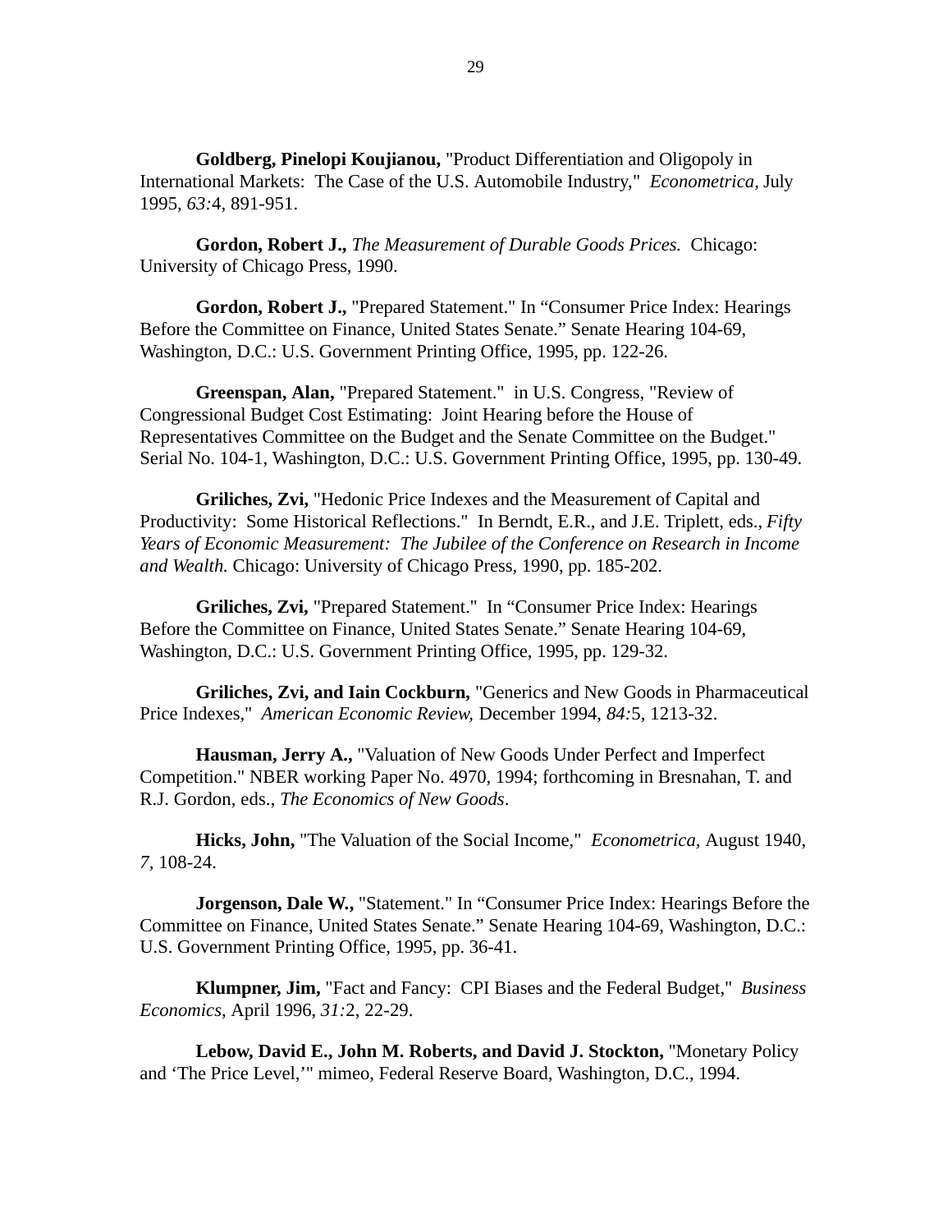**Goldberg, Pinelopi Koujianou,** "Product Differentiation and Oligopoly in International Markets: The Case of the U.S. Automobile Industry," *Econometrica*, July 1995, *63:*4, 891-951.

**Gordon, Robert J.,** *The Measurement of Durable Goods Prices.* Chicago: University of Chicago Press, 1990.

**Gordon, Robert J.,** "Prepared Statement." In "Consumer Price Index: Hearings Before the Committee on Finance, United States Senate." Senate Hearing 104-69, Washington, D.C.: U.S. Government Printing Office, 1995, pp. 122-26.

**Greenspan, Alan,** "Prepared Statement." in U.S. Congress, "Review of Congressional Budget Cost Estimating: Joint Hearing before the House of Representatives Committee on the Budget and the Senate Committee on the Budget." Serial No. 104-1, Washington, D.C.: U.S. Government Printing Office, 1995, pp. 130-49.

**Griliches, Zvi,** "Hedonic Price Indexes and the Measurement of Capital and Productivity: Some Historical Reflections." In Berndt, E.R., and J.E. Triplett, eds., *Fifty Years of Economic Measurement: The Jubilee of the Conference on Research in Income and Wealth.* Chicago: University of Chicago Press, 1990, pp. 185-202.

**Griliches, Zvi,** "Prepared Statement." In "Consumer Price Index: Hearings Before the Committee on Finance, United States Senate." Senate Hearing 104-69, Washington, D.C.: U.S. Government Printing Office, 1995, pp. 129-32.

**Griliches, Zvi, and Iain Cockburn,** "Generics and New Goods in Pharmaceutical Price Indexes," *American Economic Review,* December 1994, *84:*5, 1213-32.

**Hausman, Jerry A.,** "Valuation of New Goods Under Perfect and Imperfect Competition." NBER working Paper No. 4970, 1994; forthcoming in Bresnahan, T. and R.J. Gordon, eds., *The Economics of New Goods*.

**Hicks, John,** "The Valuation of the Social Income," *Econometrica,* August 1940, *7,* 108-24.

**Jorgenson, Dale W.,** "Statement." In "Consumer Price Index: Hearings Before the Committee on Finance, United States Senate." Senate Hearing 104-69, Washington, D.C.: U.S. Government Printing Office, 1995, pp. 36-41.

**Klumpner, Jim,** "Fact and Fancy: CPI Biases and the Federal Budget," *Business Economics,* April 1996, *31:*2, 22-29.

**Lebow, David E., John M. Roberts, and David J. Stockton,** "Monetary Policy and 'The Price Level,'" mimeo, Federal Reserve Board, Washington, D.C., 1994.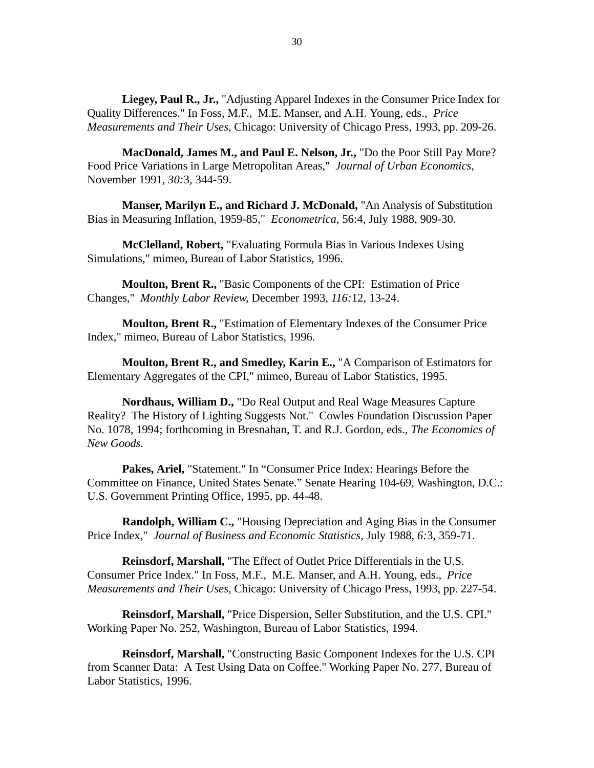**Liegey, Paul R., Jr.,** "Adjusting Apparel Indexes in the Consumer Price Index for Quality Differences." In Foss, M.F., M.E. Manser, and A.H. Young, eds., *Price Measurements and Their Uses,* Chicago: University of Chicago Press, 1993, pp. 209-26.

**MacDonald, James M., and Paul E. Nelson, Jr.,** "Do the Poor Still Pay More? Food Price Variations in Large Metropolitan Areas," *Journal of Urban Economics,* November 1991, *30:*3, 344-59.

**Manser, Marilyn E., and Richard J. McDonald,** "An Analysis of Substitution Bias in Measuring Inflation, 1959-85," *Econometrica,* 56:4, July 1988, 909-30.

**McClelland, Robert,** "Evaluating Formula Bias in Various Indexes Using Simulations," mimeo, Bureau of Labor Statistics, 1996.

**Moulton, Brent R.,** "Basic Components of the CPI: Estimation of Price Changes," *Monthly Labor Review,* December 1993, *116:*12, 13-24.

**Moulton, Brent R.,** "Estimation of Elementary Indexes of the Consumer Price Index," mimeo, Bureau of Labor Statistics, 1996.

**Moulton, Brent R., and Smedley, Karin E.,** "A Comparison of Estimators for Elementary Aggregates of the CPI," mimeo, Bureau of Labor Statistics, 1995.

**Nordhaus, William D.,** "Do Real Output and Real Wage Measures Capture Reality? The History of Lighting Suggests Not." Cowles Foundation Discussion Paper No. 1078, 1994; forthcoming in Bresnahan, T. and R.J. Gordon, eds., *The Economics of New Goods*.

**Pakes, Ariel,** "Statement." In "Consumer Price Index: Hearings Before the Committee on Finance, United States Senate." Senate Hearing 104-69, Washington, D.C.: U.S. Government Printing Office, 1995, pp. 44-48.

**Randolph, William C.,** "Housing Depreciation and Aging Bias in the Consumer Price Index," *Journal of Business and Economic Statistics,* July 1988, *6:*3, 359-71.

**Reinsdorf, Marshall,** "The Effect of Outlet Price Differentials in the U.S. Consumer Price Index." In Foss, M.F., M.E. Manser, and A.H. Young, eds., *Price Measurements and Their Uses,* Chicago: University of Chicago Press, 1993, pp. 227-54.

**Reinsdorf, Marshall,** "Price Dispersion, Seller Substitution, and the U.S. CPI." Working Paper No. 252, Washington, Bureau of Labor Statistics, 1994.

**Reinsdorf, Marshall,** "Constructing Basic Component Indexes for the U.S. CPI from Scanner Data: A Test Using Data on Coffee." Working Paper No. 277, Bureau of Labor Statistics, 1996.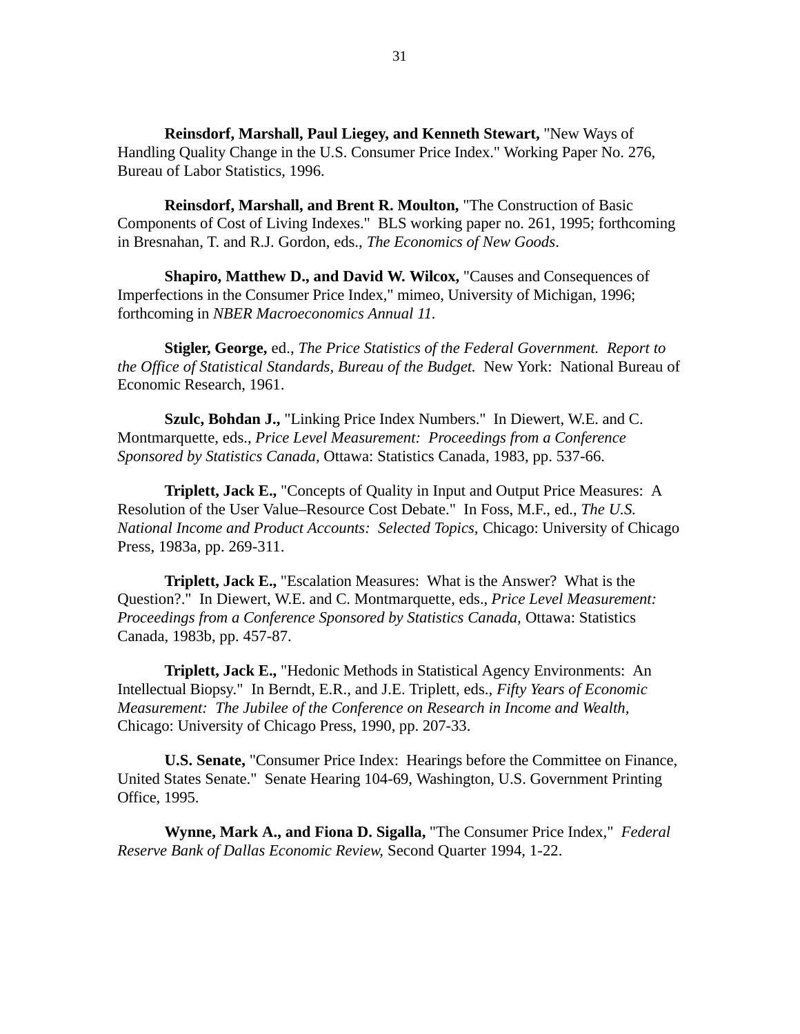**Reinsdorf, Marshall, Paul Liegey, and Kenneth Stewart,** "New Ways of Handling Quality Change in the U.S. Consumer Price Index." Working Paper No. 276, Bureau of Labor Statistics, 1996.

**Reinsdorf, Marshall, and Brent R. Moulton,** "The Construction of Basic Components of Cost of Living Indexes." BLS working paper no. 261, 1995; forthcoming in Bresnahan, T. and R.J. Gordon, eds., *The Economics of New Goods*.

**Shapiro, Matthew D., and David W. Wilcox,** "Causes and Consequences of Imperfections in the Consumer Price Index," mimeo, University of Michigan, 1996; forthcoming in *NBER Macroeconomics Annual 11*.

**Stigler, George,** ed., *The Price Statistics of the Federal Government. Report to the Office of Statistical Standards, Bureau of the Budget.* New York: National Bureau of Economic Research, 1961.

**Szulc, Bohdan J.,** "Linking Price Index Numbers." In Diewert, W.E. and C. Montmarquette, eds., *Price Level Measurement: Proceedings from a Conference Sponsored by Statistics Canada,* Ottawa: Statistics Canada, 1983, pp. 537-66.

**Triplett, Jack E.,** "Concepts of Quality in Input and Output Price Measures: A Resolution of the User Value–Resource Cost Debate." In Foss, M.F., ed., *The U.S. National Income and Product Accounts: Selected Topics,* Chicago: University of Chicago Press, 1983a, pp. 269-311.

**Triplett, Jack E.,** "Escalation Measures: What is the Answer? What is the Question?." In Diewert, W.E. and C. Montmarquette, eds., *Price Level Measurement: Proceedings from a Conference Sponsored by Statistics Canada*, Ottawa: Statistics Canada, 1983b, pp. 457-87.

**Triplett, Jack E.,** "Hedonic Methods in Statistical Agency Environments: An Intellectual Biopsy." In Berndt, E.R., and J.E. Triplett, eds., *Fifty Years of Economic Measurement: The Jubilee of the Conference on Research in Income and Wealth,* Chicago: University of Chicago Press, 1990, pp. 207-33.

**U.S. Senate,** "Consumer Price Index: Hearings before the Committee on Finance, United States Senate." Senate Hearing 104-69, Washington, U.S. Government Printing Office, 1995.

**Wynne, Mark A., and Fiona D. Sigalla,** "The Consumer Price Index," *Federal Reserve Bank of Dallas Economic Review,* Second Quarter 1994, 1-22.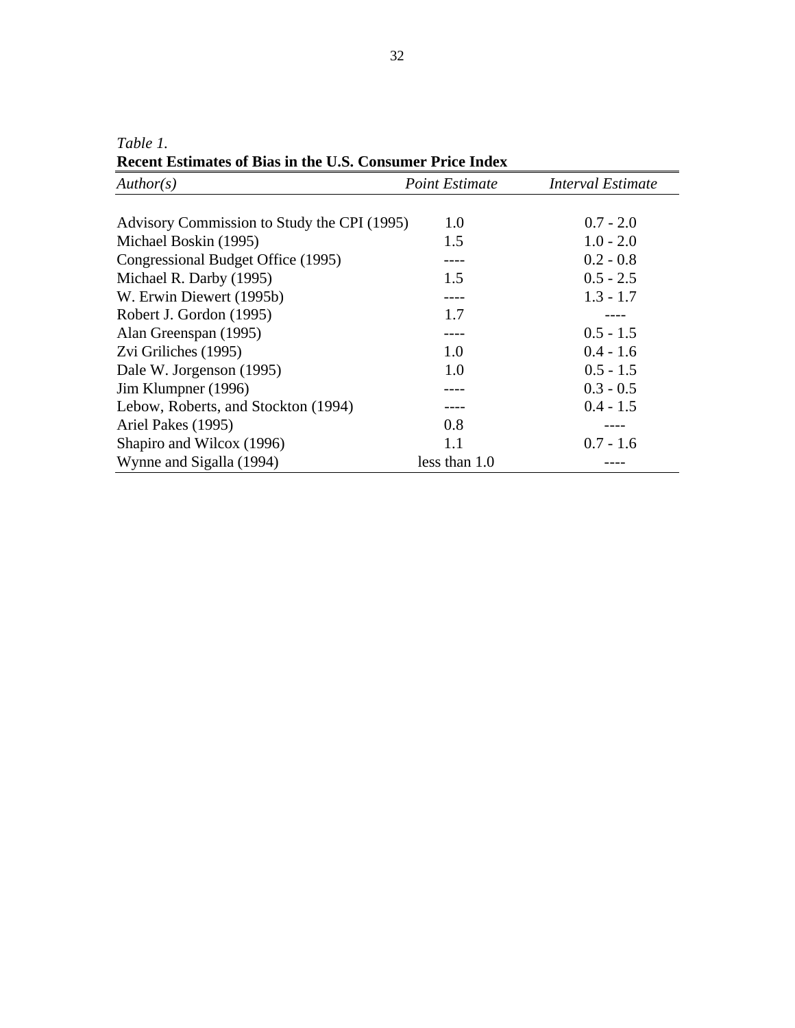*Table 1.*

**Recent Estimates of Bias in the U.S. Consumer Price Index**

| *Author(s)* | *Point Estimate* | *Interval Estimate* |
|---|---|---|
| Advisory Commission to Study the CPI (1995) | 1.0 | 0.7 - 2.0 |
| Michael Boskin (1995) | 1.5 | 1.0 - 2.0 |
| Congressional Budget Office (1995) | ---- | 0.2 - 0.8 |
| Michael R. Darby (1995) | 1.5 | 0.5 - 2.5 |
| W. Erwin Diewert (1995b) | ---- | 1.3 - 1.7 |
| Robert J. Gordon (1995) | 1.7 | ---- |
| Alan Greenspan (1995) | ---- | 0.5 - 1.5 |
| Zvi Griliches (1995) | 1.0 | 0.4 - 1.6 |
| Dale W. Jorgenson (1995) | 1.0 | 0.5 - 1.5 |
| Jim Klumpner (1996) | ---- | 0.3 - 0.5 |
| Lebow, Roberts, and Stockton (1994) | ---- | 0.4 - 1.5 |
| Ariel Pakes (1995) | 0.8 | ---- |
| Shapiro and Wilcox (1996) | 1.1 | 0.7 - 1.6 |
| Wynne and Sigalla (1994) | less than 1.0 | ---- |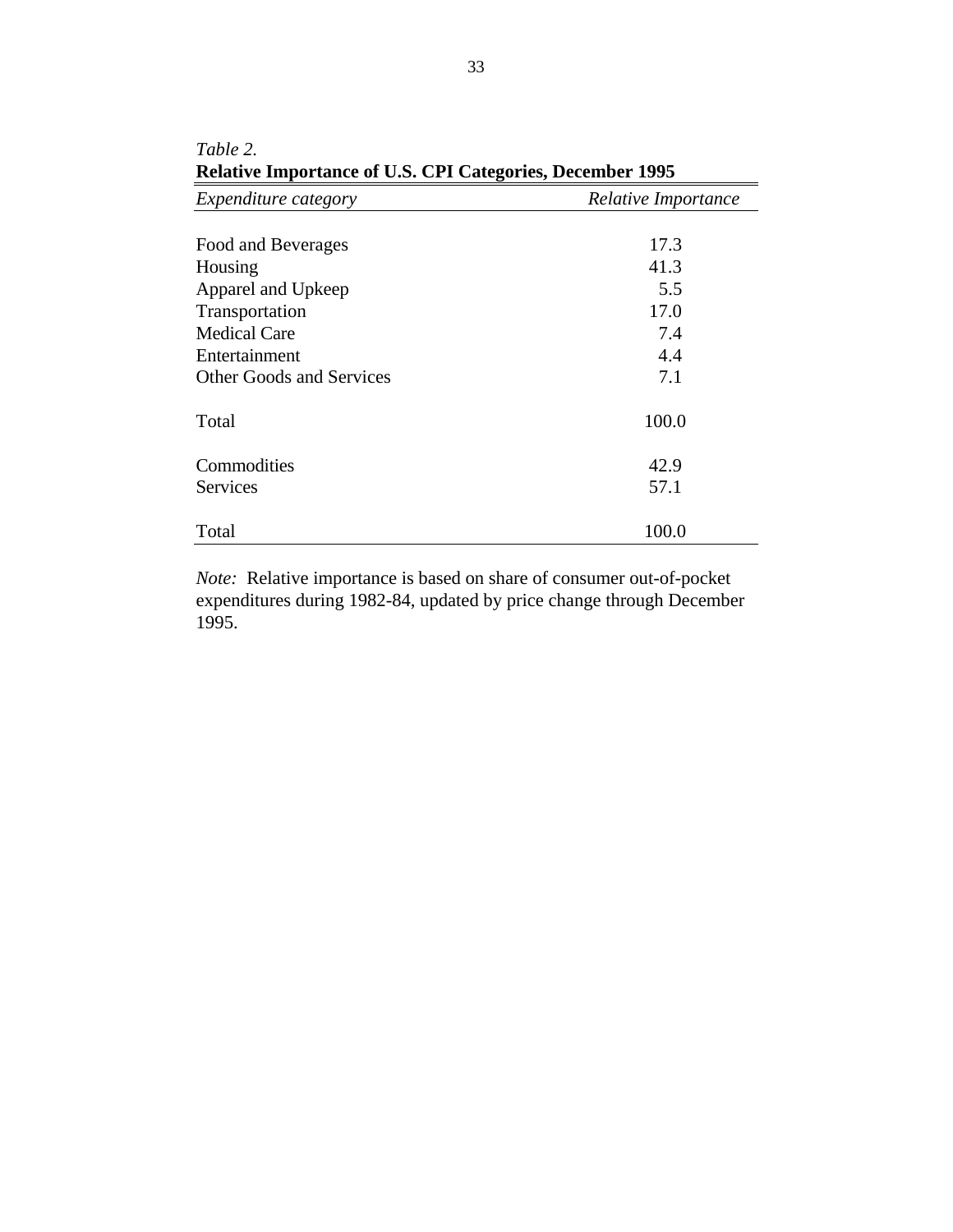*Table 2.*

**Relative Importance of U.S. CPI Categories, December 1995**

| *Expenditure category* | *Relative Importance* |
| --- | --- |
| Food and Beverages | 17.3 |
| Housing | 41.3 |
| Apparel and Upkeep | 5.5 |
| Transportation | 17.0 |
| Medical Care | 7.4 |
| Entertainment | 4.4 |
| Other Goods and Services | 7.1 |
| Total | 100.0 |
| Commodities | 42.9 |
| Services | 57.1 |
| Total | 100.0 |

*Note:* Relative importance is based on share of consumer out-of-pocket expenditures during 1982-84, updated by price change through December 1995.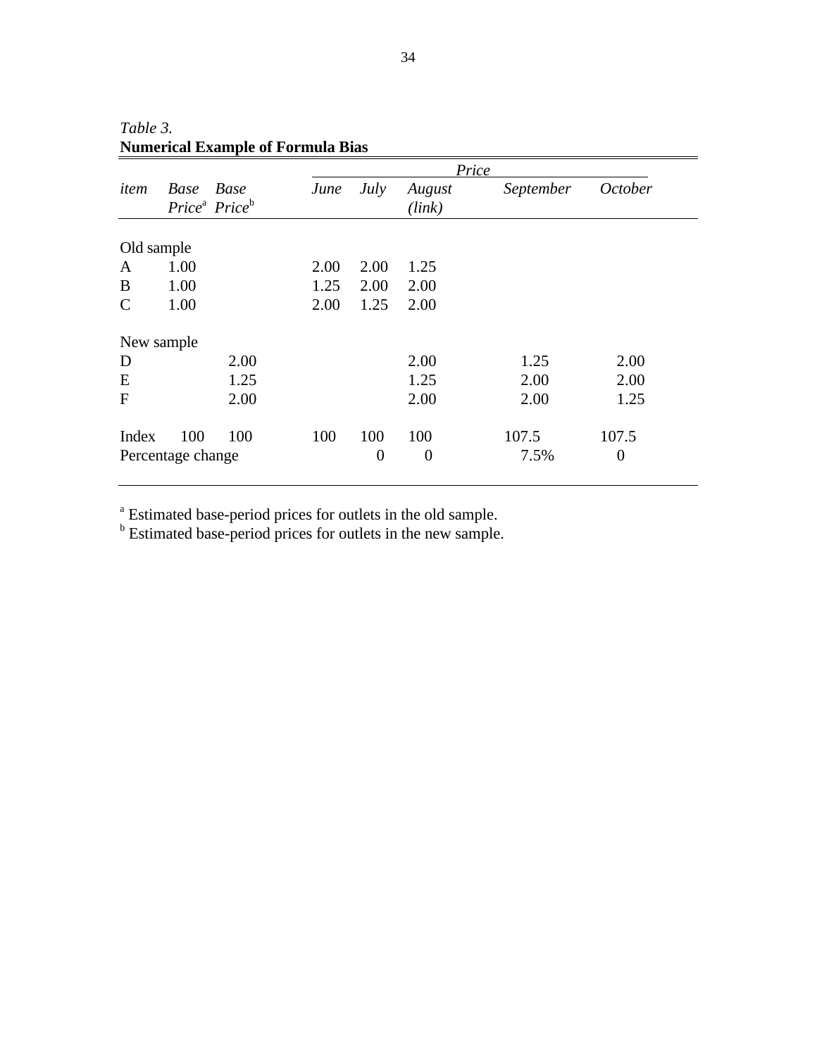*Table 3.*
**Numerical Example of Formula Bias**

| *item* | *Base Price*[a] | *Base Price*[b] | *June* | *July* | *August (link)* | *September* | *October* |
|---|---|---|---|---|---|---|---|
| Old sample | | | | | | | |
| A | 1.00 | | 2.00 | 2.00 | 1.25 | | |
| B | 1.00 | | 1.25 | 2.00 | 2.00 | | |
| C | 1.00 | | 2.00 | 1.25 | 2.00 | | |
| New sample | | | | | | | |
| D | | 2.00 | | | 2.00 | 1.25 | 2.00 |
| E | | 1.25 | | | 1.25 | 2.00 | 2.00 |
| F | | 2.00 | | | 2.00 | 2.00 | 1.25 |
| Index | 100 | 100 | 100 | 100 | 100 | 107.5 | 107.5 |
| Percentage change | | | | 0 | 0 | 7.5% | 0 |

[a] Estimated base-period prices for outlets in the old sample.
[b] Estimated base-period prices for outlets in the new sample.